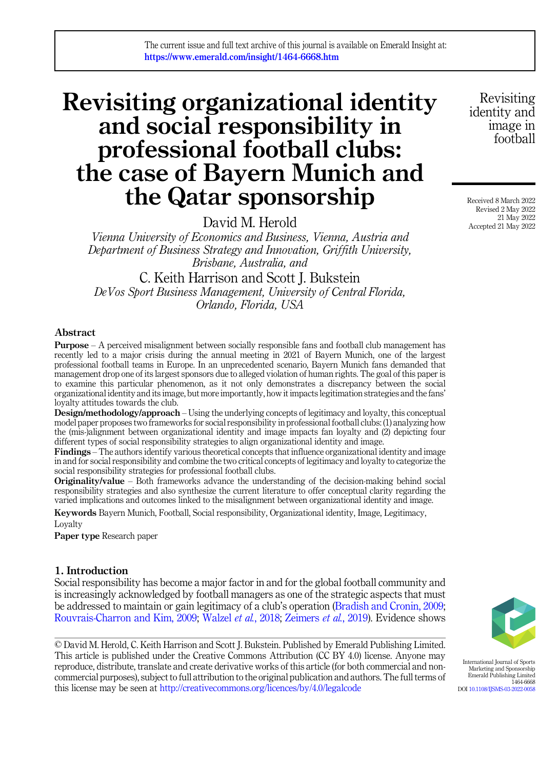The current issue and full text archive of this journal is available on Emerald Insight at: https://www.emerald.com/insight/1464-6668.htm

# Revisiting organizational identity and social responsibility in professional football clubs: the case of Bayern Munich and the Qatar sponsorship

David M. Herold

*Vienna University of Economics and Business, Vienna, Austria and Department of Business Strategy and Innovation, Griffith University, Brisbane, Australia, and*

C. Keith Harrison and Scott J. Bukstein

*DeVos Sport Business Management, University of Central Florida, Orlando, Florida, USA*

Received 8 March 2022
Revised 2 May 2022
21 May 2022
Accepted 21 May 2022

## Abstract

**Purpose** – A perceived misalignment between socially responsible fans and football club management has recently led to a major crisis during the annual meeting in 2021 of Bayern Munich, one of the largest professional football teams in Europe. In an unprecedented scenario, Bayern Munich fans demanded that management drop one of its largest sponsors due to alleged violation of human rights. The goal of this paper is to examine this particular phenomenon, as it not only demonstrates a discrepancy between the social organizational identity and its image, but more importantly, how it impacts legitimation strategies and the fans' loyalty attitudes towards the club.

**Design/methodology/approach** – Using the underlying concepts of legitimacy and loyalty, this conceptual model paper proposes two frameworks for social responsibility in professional football clubs: (1) analyzing how the (mis-)alignment between organizational identity and image impacts fan loyalty and (2) depicting four different types of social responsibility strategies to align organizational identity and image.

**Findings** – The authors identify various theoretical concepts that influence organizational identity and image in and for social responsibility and combine the two critical concepts of legitimacy and loyalty to categorize the social responsibility strategies for professional football clubs.

**Originality/value** – Both frameworks advance the understanding of the decision-making behind social responsibility strategies and also synthesize the current literature to offer conceptual clarity regarding the varied implications and outcomes linked to the misalignment between organizational identity and image.

**Keywords** Bayern Munich, Football, Social responsibility, Organizational identity, Image, Legitimacy, Loyalty

**Paper type** Research paper

## 1. Introduction

Social responsibility has become a major factor in and for the global football community and is increasingly acknowledged by football managers as one of the strategic aspects that must be addressed to maintain or gain legitimacy of a club's operation (Bradish and Cronin, 2009; Rouvrais-Charron and Kim, 2009; Walzel *et al.*, 2018; Zeimers *et al.*, 2019). Evidence shows

© David M. Herold, C. Keith Harrison and Scott J. Bukstein. Published by Emerald Publishing Limited. This article is published under the Creative Commons Attribution (CC BY 4.0) license. Anyone may reproduce, distribute, translate and create derivative works of this article (for both commercial and non-commercial purposes), subject to full attribution to the original publication and authors. The full terms of this license may be seen at http://creativecommons.org/licences/by/4.0/legalcode

International Journal of Sports Marketing and Sponsorship
Emerald Publishing Limited
1464-6668
DOI 10.1108/IJSMS-03-2022-0058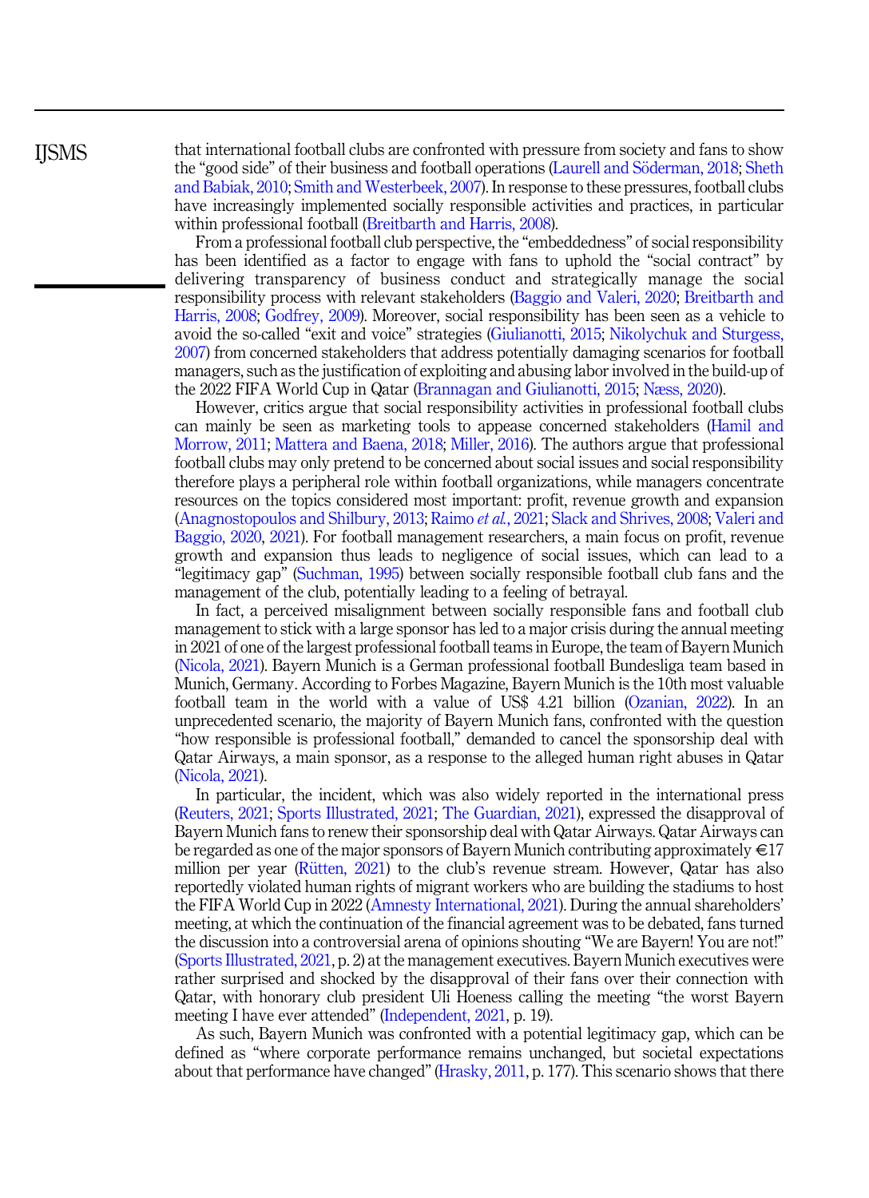that international football clubs are confronted with pressure from society and fans to show the "good side" of their business and football operations (Laurell and Söderman, 2018; Sheth and Babiak, 2010; Smith and Westerbeek, 2007). In response to these pressures, football clubs have increasingly implemented socially responsible activities and practices, in particular within professional football (Breitbarth and Harris, 2008).

From a professional football club perspective, the "embeddedness" of social responsibility has been identified as a factor to engage with fans to uphold the "social contract" by delivering transparency of business conduct and strategically manage the social responsibility process with relevant stakeholders (Baggio and Valeri, 2020; Breitbarth and Harris, 2008; Godfrey, 2009). Moreover, social responsibility has been seen as a vehicle to avoid the so-called "exit and voice" strategies (Giulianotti, 2015; Nikolychuk and Sturgess, 2007) from concerned stakeholders that address potentially damaging scenarios for football managers, such as the justification of exploiting and abusing labor involved in the build-up of the 2022 FIFA World Cup in Qatar (Brannagan and Giulianotti, 2015; Næss, 2020).

However, critics argue that social responsibility activities in professional football clubs can mainly be seen as marketing tools to appease concerned stakeholders (Hamil and Morrow, 2011; Mattera and Baena, 2018; Miller, 2016). The authors argue that professional football clubs may only pretend to be concerned about social issues and social responsibility therefore plays a peripheral role within football organizations, while managers concentrate resources on the topics considered most important: profit, revenue growth and expansion (Anagnostopoulos and Shilbury, 2013; Raimo *et al.*, 2021; Slack and Shrives, 2008; Valeri and Baggio, 2020, 2021). For football management researchers, a main focus on profit, revenue growth and expansion thus leads to negligence of social issues, which can lead to a "legitimacy gap" (Suchman, 1995) between socially responsible football club fans and the management of the club, potentially leading to a feeling of betrayal.

In fact, a perceived misalignment between socially responsible fans and football club management to stick with a large sponsor has led to a major crisis during the annual meeting in 2021 of one of the largest professional football teams in Europe, the team of Bayern Munich (Nicola, 2021). Bayern Munich is a German professional football Bundesliga team based in Munich, Germany. According to Forbes Magazine, Bayern Munich is the 10th most valuable football team in the world with a value of US$ 4.21 billion (Ozanian, 2022). In an unprecedented scenario, the majority of Bayern Munich fans, confronted with the question "how responsible is professional football," demanded to cancel the sponsorship deal with Qatar Airways, a main sponsor, as a response to the alleged human right abuses in Qatar (Nicola, 2021).

In particular, the incident, which was also widely reported in the international press (Reuters, 2021; Sports Illustrated, 2021; The Guardian, 2021), expressed the disapproval of Bayern Munich fans to renew their sponsorship deal with Qatar Airways. Qatar Airways can be regarded as one of the major sponsors of Bayern Munich contributing approximately €17 million per year (Rütten, 2021) to the club's revenue stream. However, Qatar has also reportedly violated human rights of migrant workers who are building the stadiums to host the FIFA World Cup in 2022 (Amnesty International, 2021). During the annual shareholders' meeting, at which the continuation of the financial agreement was to be debated, fans turned the discussion into a controversial arena of opinions shouting "We are Bayern! You are not!" (Sports Illustrated, 2021, p. 2) at the management executives. Bayern Munich executives were rather surprised and shocked by the disapproval of their fans over their connection with Qatar, with honorary club president Uli Hoeness calling the meeting "the worst Bayern meeting I have ever attended" (Independent, 2021, p. 19).

As such, Bayern Munich was confronted with a potential legitimacy gap, which can be defined as "where corporate performance remains unchanged, but societal expectations about that performance have changed" (Hrasky, 2011, p. 177). This scenario shows that there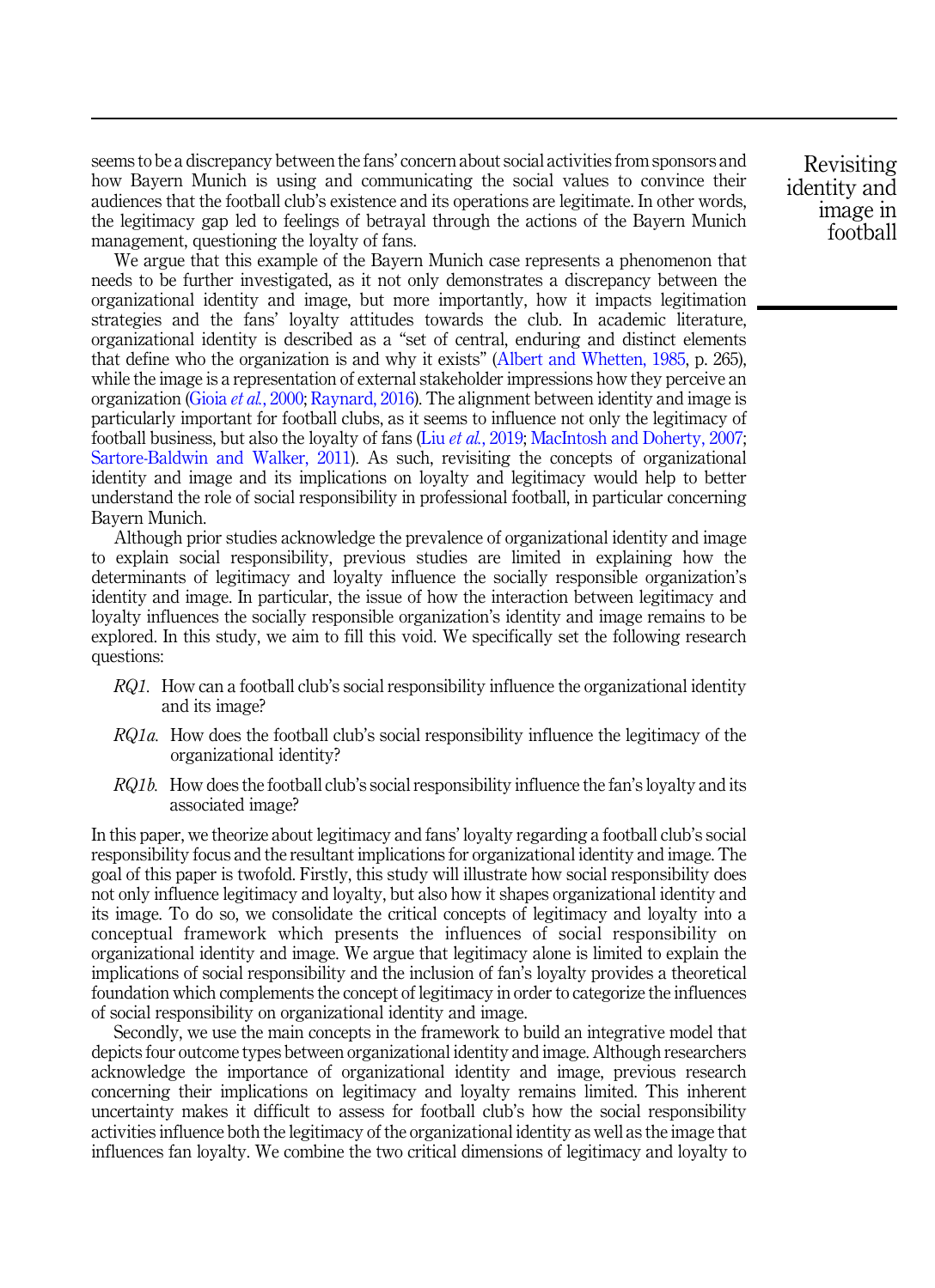seems to be a discrepancy between the fans' concern about social activities from sponsors and how Bayern Munich is using and communicating the social values to convince their audiences that the football club's existence and its operations are legitimate. In other words, the legitimacy gap led to feelings of betrayal through the actions of the Bayern Munich management, questioning the loyalty of fans.

We argue that this example of the Bayern Munich case represents a phenomenon that needs to be further investigated, as it not only demonstrates a discrepancy between the organizational identity and image, but more importantly, how it impacts legitimation strategies and the fans' loyalty attitudes towards the club. In academic literature, organizational identity is described as a "set of central, enduring and distinct elements that define who the organization is and why it exists" (Albert and Whetten, 1985, p. 265), while the image is a representation of external stakeholder impressions how they perceive an organization (Gioia *et al.*, 2000; Raynard, 2016). The alignment between identity and image is particularly important for football clubs, as it seems to influence not only the legitimacy of football business, but also the loyalty of fans (Liu *et al.*, 2019; MacIntosh and Doherty, 2007; Sartore-Baldwin and Walker, 2011). As such, revisiting the concepts of organizational identity and image and its implications on loyalty and legitimacy would help to better understand the role of social responsibility in professional football, in particular concerning Bayern Munich.

Although prior studies acknowledge the prevalence of organizational identity and image to explain social responsibility, previous studies are limited in explaining how the determinants of legitimacy and loyalty influence the socially responsible organization's identity and image. In particular, the issue of how the interaction between legitimacy and loyalty influences the socially responsible organization's identity and image remains to be explored. In this study, we aim to fill this void. We specifically set the following research questions:

*RQ1*. How can a football club's social responsibility influence the organizational identity and its image?

*RQ1a*. How does the football club's social responsibility influence the legitimacy of the organizational identity?

*RQ1b*. How does the football club's social responsibility influence the fan's loyalty and its associated image?

In this paper, we theorize about legitimacy and fans' loyalty regarding a football club's social responsibility focus and the resultant implications for organizational identity and image. The goal of this paper is twofold. Firstly, this study will illustrate how social responsibility does not only influence legitimacy and loyalty, but also how it shapes organizational identity and its image. To do so, we consolidate the critical concepts of legitimacy and loyalty into a conceptual framework which presents the influences of social responsibility on organizational identity and image. We argue that legitimacy alone is limited to explain the implications of social responsibility and the inclusion of fan's loyalty provides a theoretical foundation which complements the concept of legitimacy in order to categorize the influences of social responsibility on organizational identity and image.

Secondly, we use the main concepts in the framework to build an integrative model that depicts four outcome types between organizational identity and image. Although researchers acknowledge the importance of organizational identity and image, previous research concerning their implications on legitimacy and loyalty remains limited. This inherent uncertainty makes it difficult to assess for football club's how the social responsibility activities influence both the legitimacy of the organizational identity as well as the image that influences fan loyalty. We combine the two critical dimensions of legitimacy and loyalty to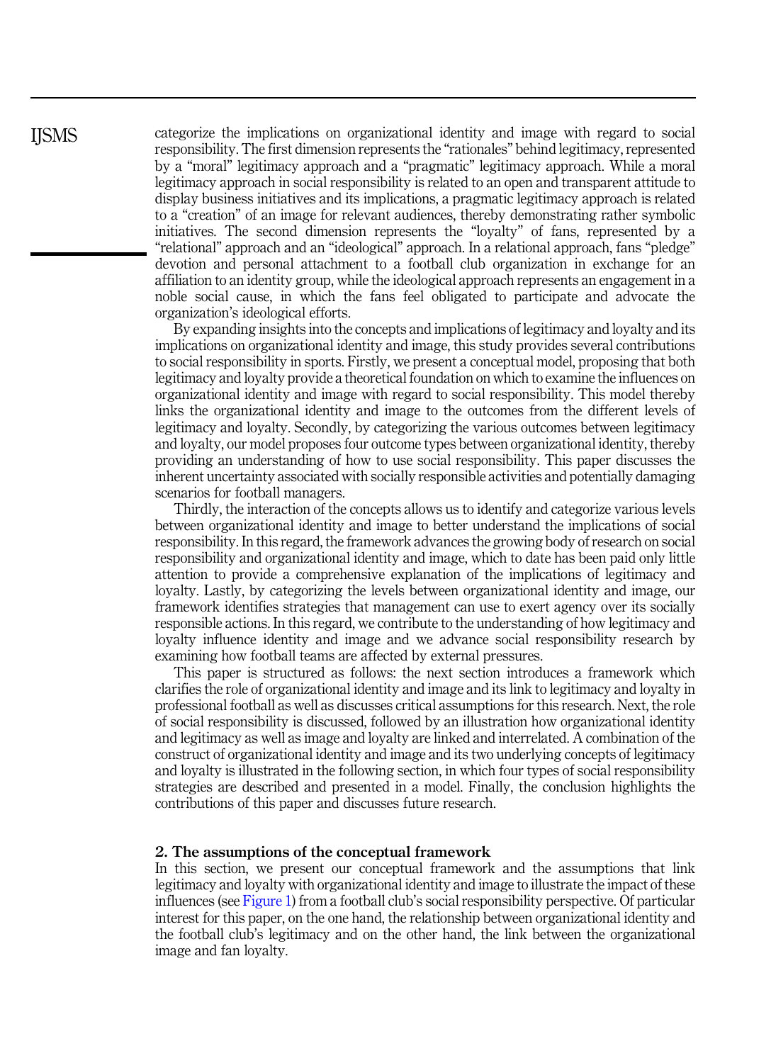categorize the implications on organizational identity and image with regard to social responsibility. The first dimension represents the "rationales" behind legitimacy, represented by a "moral" legitimacy approach and a "pragmatic" legitimacy approach. While a moral legitimacy approach in social responsibility is related to an open and transparent attitude to display business initiatives and its implications, a pragmatic legitimacy approach is related to a "creation" of an image for relevant audiences, thereby demonstrating rather symbolic initiatives. The second dimension represents the "loyalty" of fans, represented by a "relational" approach and an "ideological" approach. In a relational approach, fans "pledge" devotion and personal attachment to a football club organization in exchange for an affiliation to an identity group, while the ideological approach represents an engagement in a noble social cause, in which the fans feel obligated to participate and advocate the organization's ideological efforts.

By expanding insights into the concepts and implications of legitimacy and loyalty and its implications on organizational identity and image, this study provides several contributions to social responsibility in sports. Firstly, we present a conceptual model, proposing that both legitimacy and loyalty provide a theoretical foundation on which to examine the influences on organizational identity and image with regard to social responsibility. This model thereby links the organizational identity and image to the outcomes from the different levels of legitimacy and loyalty. Secondly, by categorizing the various outcomes between legitimacy and loyalty, our model proposes four outcome types between organizational identity, thereby providing an understanding of how to use social responsibility. This paper discusses the inherent uncertainty associated with socially responsible activities and potentially damaging scenarios for football managers.

Thirdly, the interaction of the concepts allows us to identify and categorize various levels between organizational identity and image to better understand the implications of social responsibility. In this regard, the framework advances the growing body of research on social responsibility and organizational identity and image, which to date has been paid only little attention to provide a comprehensive explanation of the implications of legitimacy and loyalty. Lastly, by categorizing the levels between organizational identity and image, our framework identifies strategies that management can use to exert agency over its socially responsible actions. In this regard, we contribute to the understanding of how legitimacy and loyalty influence identity and image and we advance social responsibility research by examining how football teams are affected by external pressures.

This paper is structured as follows: the next section introduces a framework which clarifies the role of organizational identity and image and its link to legitimacy and loyalty in professional football as well as discusses critical assumptions for this research. Next, the role of social responsibility is discussed, followed by an illustration how organizational identity and legitimacy as well as image and loyalty are linked and interrelated. A combination of the construct of organizational identity and image and its two underlying concepts of legitimacy and loyalty is illustrated in the following section, in which four types of social responsibility strategies are described and presented in a model. Finally, the conclusion highlights the contributions of this paper and discusses future research.

## 2. The assumptions of the conceptual framework

In this section, we present our conceptual framework and the assumptions that link legitimacy and loyalty with organizational identity and image to illustrate the impact of these influences (see Figure 1) from a football club's social responsibility perspective. Of particular interest for this paper, on the one hand, the relationship between organizational identity and the football club's legitimacy and on the other hand, the link between the organizational image and fan loyalty.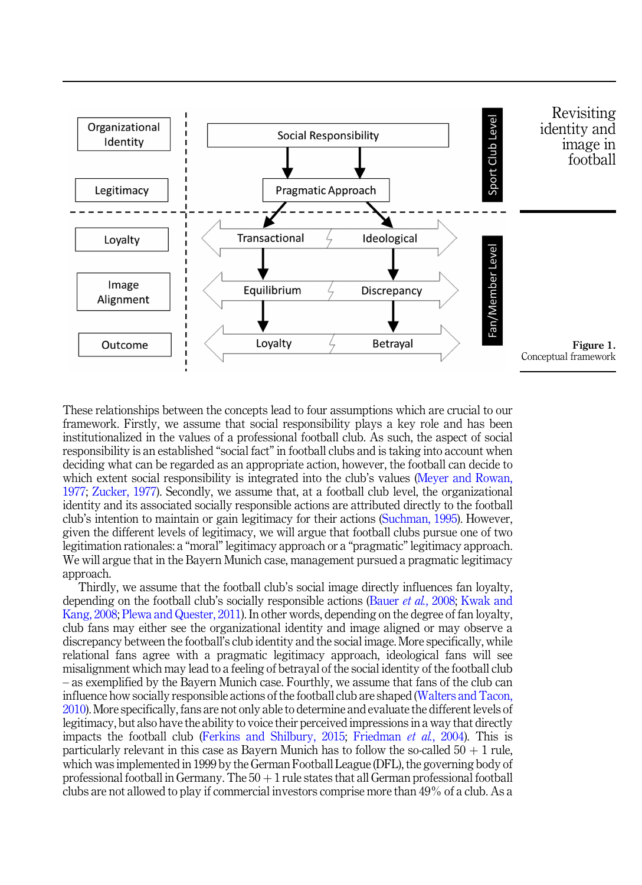Figure 1.
Conceptual framework

These relationships between the concepts lead to four assumptions which are crucial to our framework. Firstly, we assume that social responsibility plays a key role and has been institutionalized in the values of a professional football club. As such, the aspect of social responsibility is an established "social fact" in football clubs and is taking into account when deciding what can be regarded as an appropriate action, however, the football can decide to which extent social responsibility is integrated into the club's values (Meyer and Rowan, 1977; Zucker, 1977). Secondly, we assume that, at a football club level, the organizational identity and its associated socially responsible actions are attributed directly to the football club's intention to maintain or gain legitimacy for their actions (Suchman, 1995). However, given the different levels of legitimacy, we will argue that football clubs pursue one of two legitimation rationales: a "moral" legitimacy approach or a "pragmatic" legitimacy approach. We will argue that in the Bayern Munich case, management pursued a pragmatic legitimacy approach.

Thirdly, we assume that the football club's social image directly influences fan loyalty, depending on the football club's socially responsible actions (Bauer *et al.*, 2008; Kwak and Kang, 2008; Plewa and Quester, 2011). In other words, depending on the degree of fan loyalty, club fans may either see the organizational identity and image aligned or may observe a discrepancy between the football's club identity and the social image. More specifically, while relational fans agree with a pragmatic legitimacy approach, ideological fans will see misalignment which may lead to a feeling of betrayal of the social identity of the football club – as exemplified by the Bayern Munich case. Fourthly, we assume that fans of the club can influence how socially responsible actions of the football club are shaped (Walters and Tacon, 2010). More specifically, fans are not only able to determine and evaluate the different levels of legitimacy, but also have the ability to voice their perceived impressions in a way that directly impacts the football club (Ferkins and Shilbury, 2015; Friedman *et al.*, 2004). This is particularly relevant in this case as Bayern Munich has to follow the so-called 50 + 1 rule, which was implemented in 1999 by the German Football League (DFL), the governing body of professional football in Germany. The 50 + 1 rule states that all German professional football clubs are not allowed to play if commercial investors comprise more than 49% of a club. As a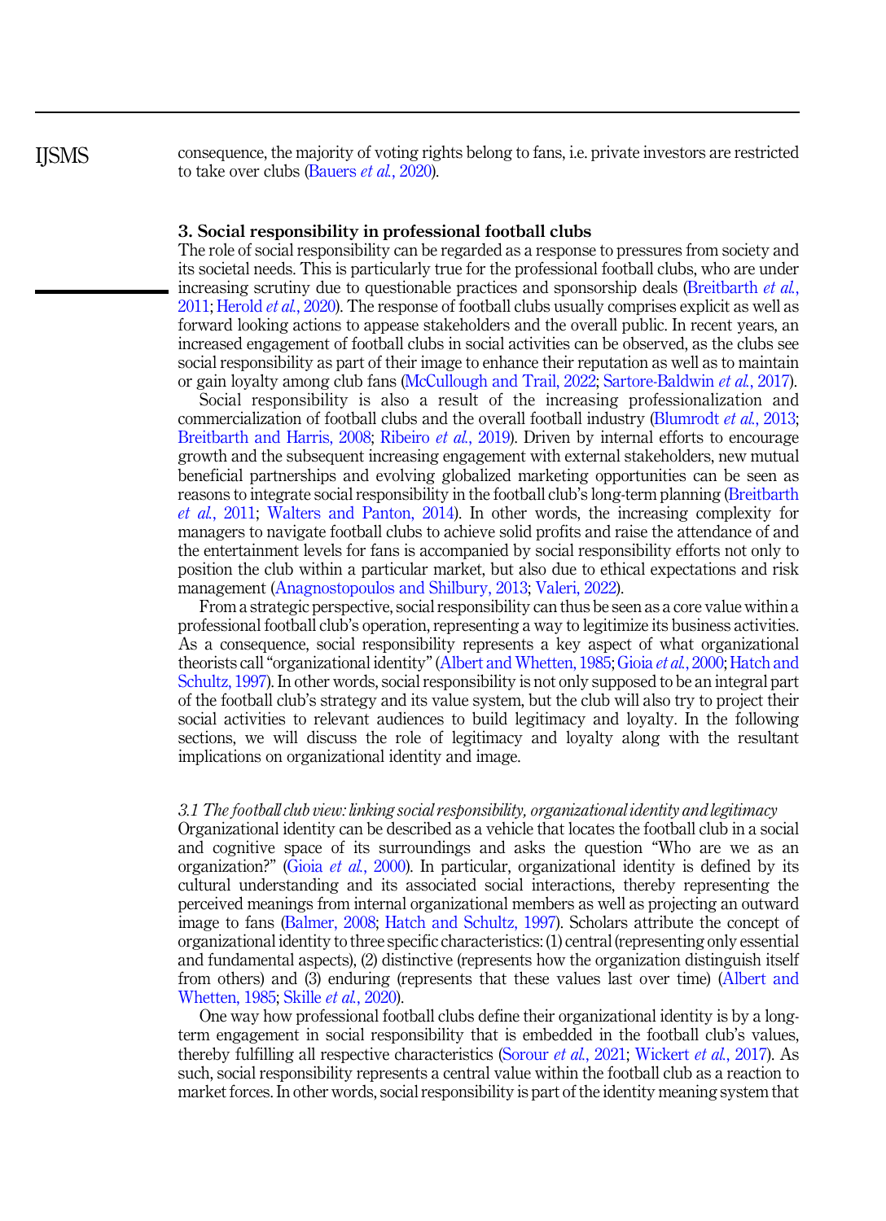consequence, the majority of voting rights belong to fans, i.e. private investors are restricted to take over clubs (Bauers *et al.*, 2020).

## 3. Social responsibility in professional football clubs

The role of social responsibility can be regarded as a response to pressures from society and its societal needs. This is particularly true for the professional football clubs, who are under increasing scrutiny due to questionable practices and sponsorship deals (Breitbarth *et al.*, 2011; Herold *et al.*, 2020). The response of football clubs usually comprises explicit as well as forward looking actions to appease stakeholders and the overall public. In recent years, an increased engagement of football clubs in social activities can be observed, as the clubs see social responsibility as part of their image to enhance their reputation as well as to maintain or gain loyalty among club fans (McCullough and Trail, 2022; Sartore-Baldwin *et al.*, 2017).

Social responsibility is also a result of the increasing professionalization and commercialization of football clubs and the overall football industry (Blumrodt *et al.*, 2013; Breitbarth and Harris, 2008; Ribeiro *et al.*, 2019). Driven by internal efforts to encourage growth and the subsequent increasing engagement with external stakeholders, new mutual beneficial partnerships and evolving globalized marketing opportunities can be seen as reasons to integrate social responsibility in the football club's long-term planning (Breitbarth *et al.*, 2011; Walters and Panton, 2014). In other words, the increasing complexity for managers to navigate football clubs to achieve solid profits and raise the attendance of and the entertainment levels for fans is accompanied by social responsibility efforts not only to position the club within a particular market, but also due to ethical expectations and risk management (Anagnostopoulos and Shilbury, 2013; Valeri, 2022).

From a strategic perspective, social responsibility can thus be seen as a core value within a professional football club's operation, representing a way to legitimize its business activities. As a consequence, social responsibility represents a key aspect of what organizational theorists call "organizational identity" (Albert and Whetten, 1985; Gioia *et al.*, 2000; Hatch and Schultz, 1997). In other words, social responsibility is not only supposed to be an integral part of the football club's strategy and its value system, but the club will also try to project their social activities to relevant audiences to build legitimacy and loyalty. In the following sections, we will discuss the role of legitimacy and loyalty along with the resultant implications on organizational identity and image.

### *3.1 The football club view: linking social responsibility, organizational identity and legitimacy*

Organizational identity can be described as a vehicle that locates the football club in a social and cognitive space of its surroundings and asks the question "Who are we as an organization?" (Gioia *et al.*, 2000). In particular, organizational identity is defined by its cultural understanding and its associated social interactions, thereby representing the perceived meanings from internal organizational members as well as projecting an outward image to fans (Balmer, 2008; Hatch and Schultz, 1997). Scholars attribute the concept of organizational identity to three specific characteristics: (1) central (representing only essential and fundamental aspects), (2) distinctive (represents how the organization distinguish itself from others) and (3) enduring (represents that these values last over time) (Albert and Whetten, 1985; Skille *et al.*, 2020).

One way how professional football clubs define their organizational identity is by a long-term engagement in social responsibility that is embedded in the football club's values, thereby fulfilling all respective characteristics (Sorour *et al.*, 2021; Wickert *et al.*, 2017). As such, social responsibility represents a central value within the football club as a reaction to market forces. In other words, social responsibility is part of the identity meaning system that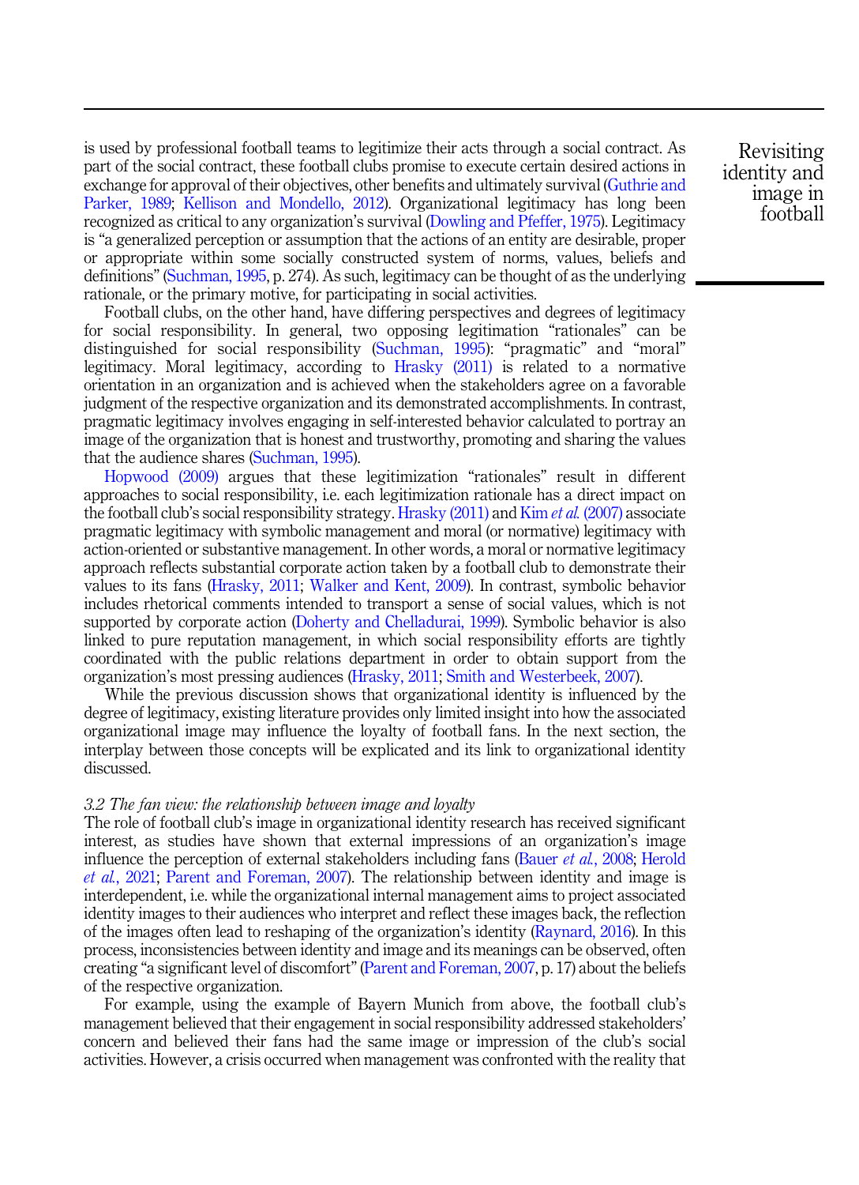is used by professional football teams to legitimize their acts through a social contract. As part of the social contract, these football clubs promise to execute certain desired actions in exchange for approval of their objectives, other benefits and ultimately survival (Guthrie and Parker, 1989; Kellison and Mondello, 2012). Organizational legitimacy has long been recognized as critical to any organization's survival (Dowling and Pfeffer, 1975). Legitimacy is "a generalized perception or assumption that the actions of an entity are desirable, proper or appropriate within some socially constructed system of norms, values, beliefs and definitions" (Suchman, 1995, p. 274). As such, legitimacy can be thought of as the underlying rationale, or the primary motive, for participating in social activities.

Football clubs, on the other hand, have differing perspectives and degrees of legitimacy for social responsibility. In general, two opposing legitimation "rationales" can be distinguished for social responsibility (Suchman, 1995): "pragmatic" and "moral" legitimacy. Moral legitimacy, according to Hrasky (2011) is related to a normative orientation in an organization and is achieved when the stakeholders agree on a favorable judgment of the respective organization and its demonstrated accomplishments. In contrast, pragmatic legitimacy involves engaging in self-interested behavior calculated to portray an image of the organization that is honest and trustworthy, promoting and sharing the values that the audience shares (Suchman, 1995).

Hopwood (2009) argues that these legitimization "rationales" result in different approaches to social responsibility, i.e. each legitimization rationale has a direct impact on the football club's social responsibility strategy. Hrasky (2011) and Kim *et al.* (2007) associate pragmatic legitimacy with symbolic management and moral (or normative) legitimacy with action-oriented or substantive management. In other words, a moral or normative legitimacy approach reflects substantial corporate action taken by a football club to demonstrate their values to its fans (Hrasky, 2011; Walker and Kent, 2009). In contrast, symbolic behavior includes rhetorical comments intended to transport a sense of social values, which is not supported by corporate action (Doherty and Chelladurai, 1999). Symbolic behavior is also linked to pure reputation management, in which social responsibility efforts are tightly coordinated with the public relations department in order to obtain support from the organization's most pressing audiences (Hrasky, 2011; Smith and Westerbeek, 2007).

While the previous discussion shows that organizational identity is influenced by the degree of legitimacy, existing literature provides only limited insight into how the associated organizational image may influence the loyalty of football fans. In the next section, the interplay between those concepts will be explicated and its link to organizational identity discussed.

### *3.2 The fan view: the relationship between image and loyalty*

The role of football club's image in organizational identity research has received significant interest, as studies have shown that external impressions of an organization's image influence the perception of external stakeholders including fans (Bauer *et al.*, 2008; Herold *et al.*, 2021; Parent and Foreman, 2007). The relationship between identity and image is interdependent, i.e. while the organizational internal management aims to project associated identity images to their audiences who interpret and reflect these images back, the reflection of the images often lead to reshaping of the organization's identity (Raynard, 2016). In this process, inconsistencies between identity and image and its meanings can be observed, often creating "a significant level of discomfort" (Parent and Foreman, 2007, p. 17) about the beliefs of the respective organization.

For example, using the example of Bayern Munich from above, the football club's management believed that their engagement in social responsibility addressed stakeholders' concern and believed their fans had the same image or impression of the club's social activities. However, a crisis occurred when management was confronted with the reality that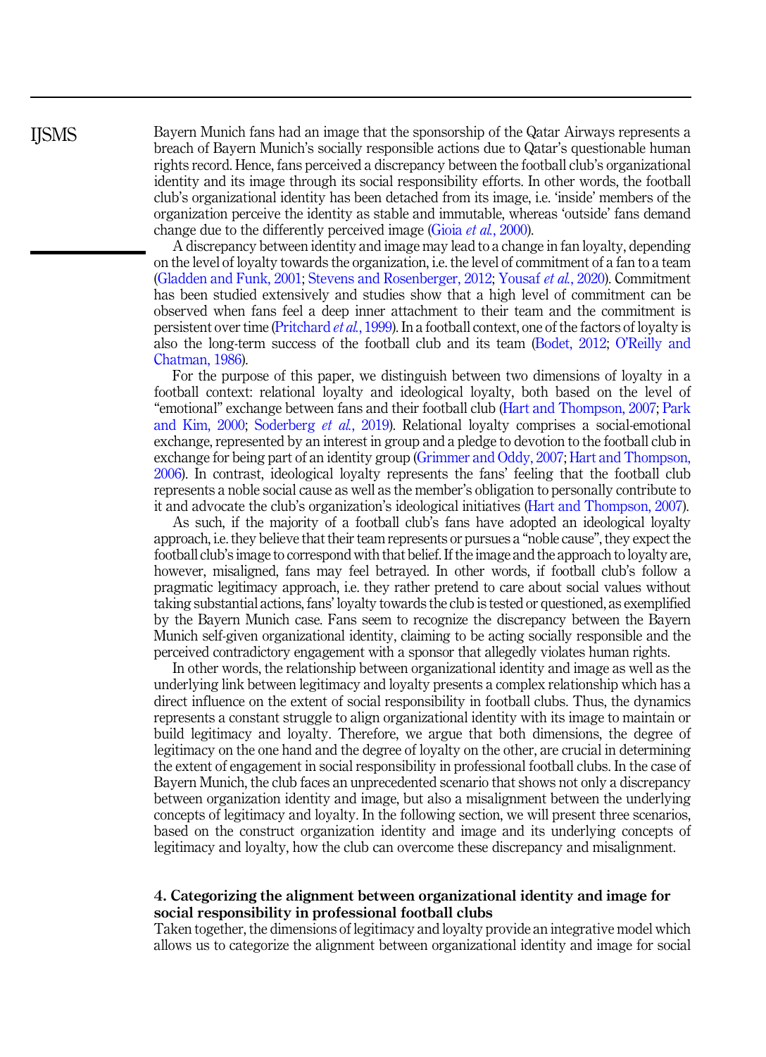Bayern Munich fans had an image that the sponsorship of the Qatar Airways represents a breach of Bayern Munich's socially responsible actions due to Qatar's questionable human rights record. Hence, fans perceived a discrepancy between the football club's organizational identity and its image through its social responsibility efforts. In other words, the football club's organizational identity has been detached from its image, i.e. 'inside' members of the organization perceive the identity as stable and immutable, whereas 'outside' fans demand change due to the differently perceived image (Gioia *et al.*, 2000).

A discrepancy between identity and image may lead to a change in fan loyalty, depending on the level of loyalty towards the organization, i.e. the level of commitment of a fan to a team (Gladden and Funk, 2001; Stevens and Rosenberger, 2012; Yousaf *et al.*, 2020). Commitment has been studied extensively and studies show that a high level of commitment can be observed when fans feel a deep inner attachment to their team and the commitment is persistent over time (Pritchard *et al.*, 1999). In a football context, one of the factors of loyalty is also the long-term success of the football club and its team (Bodet, 2012; O'Reilly and Chatman, 1986).

For the purpose of this paper, we distinguish between two dimensions of loyalty in a football context: relational loyalty and ideological loyalty, both based on the level of "emotional" exchange between fans and their football club (Hart and Thompson, 2007; Park and Kim, 2000; Soderberg *et al.*, 2019). Relational loyalty comprises a social-emotional exchange, represented by an interest in group and a pledge to devotion to the football club in exchange for being part of an identity group (Grimmer and Oddy, 2007; Hart and Thompson, 2006). In contrast, ideological loyalty represents the fans' feeling that the football club represents a noble social cause as well as the member's obligation to personally contribute to it and advocate the club's organization's ideological initiatives (Hart and Thompson, 2007).

As such, if the majority of a football club's fans have adopted an ideological loyalty approach, i.e. they believe that their team represents or pursues a "noble cause", they expect the football club's image to correspond with that belief. If the image and the approach to loyalty are, however, misaligned, fans may feel betrayed. In other words, if football club's follow a pragmatic legitimacy approach, i.e. they rather pretend to care about social values without taking substantial actions, fans' loyalty towards the club is tested or questioned, as exemplified by the Bayern Munich case. Fans seem to recognize the discrepancy between the Bayern Munich self-given organizational identity, claiming to be acting socially responsible and the perceived contradictory engagement with a sponsor that allegedly violates human rights.

In other words, the relationship between organizational identity and image as well as the underlying link between legitimacy and loyalty presents a complex relationship which has a direct influence on the extent of social responsibility in football clubs. Thus, the dynamics represents a constant struggle to align organizational identity with its image to maintain or build legitimacy and loyalty. Therefore, we argue that both dimensions, the degree of legitimacy on the one hand and the degree of loyalty on the other, are crucial in determining the extent of engagement in social responsibility in professional football clubs. In the case of Bayern Munich, the club faces an unprecedented scenario that shows not only a discrepancy between organization identity and image, but also a misalignment between the underlying concepts of legitimacy and loyalty. In the following section, we will present three scenarios, based on the construct organization identity and image and its underlying concepts of legitimacy and loyalty, how the club can overcome these discrepancy and misalignment.

## 4. Categorizing the alignment between organizational identity and image for social responsibility in professional football clubs

Taken together, the dimensions of legitimacy and loyalty provide an integrative model which allows us to categorize the alignment between organizational identity and image for social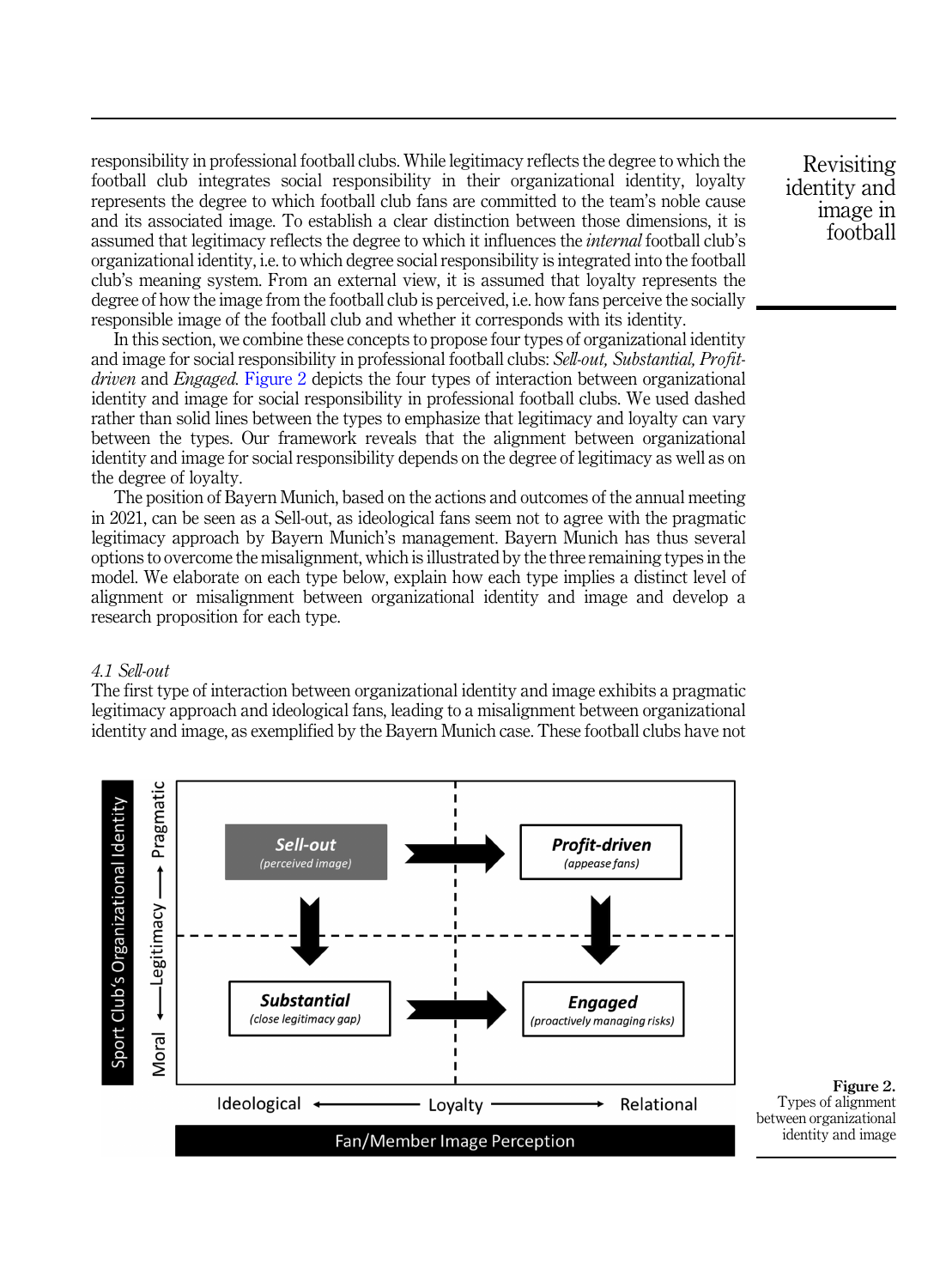responsibility in professional football clubs. While legitimacy reflects the degree to which the football club integrates social responsibility in their organizational identity, loyalty represents the degree to which football club fans are committed to the team's noble cause and its associated image. To establish a clear distinction between those dimensions, it is assumed that legitimacy reflects the degree to which it influences the *internal* football club's organizational identity, i.e. to which degree social responsibility is integrated into the football club's meaning system. From an external view, it is assumed that loyalty represents the degree of how the image from the football club is perceived, i.e. how fans perceive the socially responsible image of the football club and whether it corresponds with its identity.

In this section, we combine these concepts to propose four types of organizational identity and image for social responsibility in professional football clubs: *Sell-out, Substantial, Profit-driven* and *Engaged*. Figure 2 depicts the four types of interaction between organizational identity and image for social responsibility in professional football clubs. We used dashed rather than solid lines between the types to emphasize that legitimacy and loyalty can vary between the types. Our framework reveals that the alignment between organizational identity and image for social responsibility depends on the degree of legitimacy as well as on the degree of loyalty.

The position of Bayern Munich, based on the actions and outcomes of the annual meeting in 2021, can be seen as a Sell-out, as ideological fans seem not to agree with the pragmatic legitimacy approach by Bayern Munich's management. Bayern Munich has thus several options to overcome the misalignment, which is illustrated by the three remaining types in the model. We elaborate on each type below, explain how each type implies a distinct level of alignment or misalignment between organizational identity and image and develop a research proposition for each type.

### 4.1 Sell-out

The first type of interaction between organizational identity and image exhibits a pragmatic legitimacy approach and ideological fans, leading to a misalignment between organizational identity and image, as exemplified by the Bayern Munich case. These football clubs have not

**Figure 2.** Types of alignment between organizational identity and image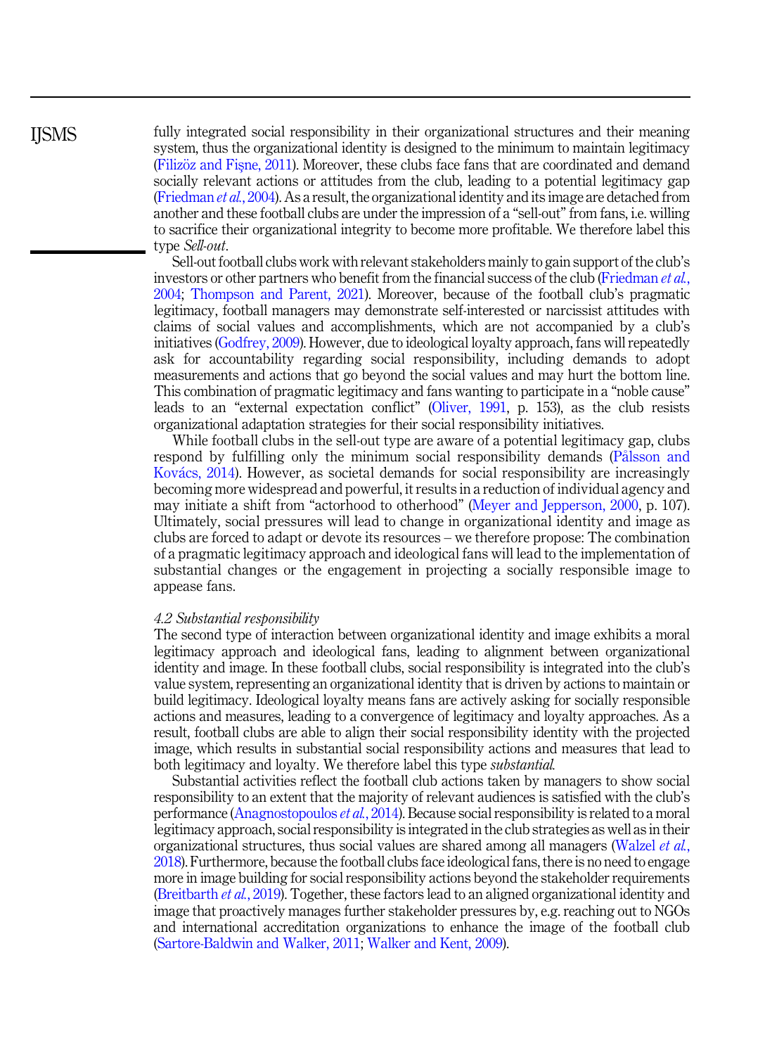fully integrated social responsibility in their organizational structures and their meaning system, thus the organizational identity is designed to the minimum to maintain legitimacy (Filizöz and Fişne, 2011). Moreover, these clubs face fans that are coordinated and demand socially relevant actions or attitudes from the club, leading to a potential legitimacy gap (Friedman *et al.*, 2004). As a result, the organizational identity and its image are detached from another and these football clubs are under the impression of a "sell-out" from fans, i.e. willing to sacrifice their organizational integrity to become more profitable. We therefore label this type *Sell-out*.

Sell-out football clubs work with relevant stakeholders mainly to gain support of the club's investors or other partners who benefit from the financial success of the club (Friedman *et al.*, 2004; Thompson and Parent, 2021). Moreover, because of the football club's pragmatic legitimacy, football managers may demonstrate self-interested or narcissist attitudes with claims of social values and accomplishments, which are not accompanied by a club's initiatives (Godfrey, 2009). However, due to ideological loyalty approach, fans will repeatedly ask for accountability regarding social responsibility, including demands to adopt measurements and actions that go beyond the social values and may hurt the bottom line. This combination of pragmatic legitimacy and fans wanting to participate in a "noble cause" leads to an "external expectation conflict" (Oliver, 1991, p. 153), as the club resists organizational adaptation strategies for their social responsibility initiatives.

While football clubs in the sell-out type are aware of a potential legitimacy gap, clubs respond by fulfilling only the minimum social responsibility demands (Pålsson and Kovács, 2014). However, as societal demands for social responsibility are increasingly becoming more widespread and powerful, it results in a reduction of individual agency and may initiate a shift from "actorhood to otherhood" (Meyer and Jepperson, 2000, p. 107). Ultimately, social pressures will lead to change in organizational identity and image as clubs are forced to adapt or devote its resources – we therefore propose: The combination of a pragmatic legitimacy approach and ideological fans will lead to the implementation of substantial changes or the engagement in projecting a socially responsible image to appease fans.

### 4.2 Substantial responsibility

The second type of interaction between organizational identity and image exhibits a moral legitimacy approach and ideological fans, leading to alignment between organizational identity and image. In these football clubs, social responsibility is integrated into the club's value system, representing an organizational identity that is driven by actions to maintain or build legitimacy. Ideological loyalty means fans are actively asking for socially responsible actions and measures, leading to a convergence of legitimacy and loyalty approaches. As a result, football clubs are able to align their social responsibility identity with the projected image, which results in substantial social responsibility actions and measures that lead to both legitimacy and loyalty. We therefore label this type *substantial*.

Substantial activities reflect the football club actions taken by managers to show social responsibility to an extent that the majority of relevant audiences is satisfied with the club's performance (Anagnostopoulos *et al.*, 2014). Because social responsibility is related to a moral legitimacy approach, social responsibility is integrated in the club strategies as well as in their organizational structures, thus social values are shared among all managers (Walzel *et al.*, 2018). Furthermore, because the football clubs face ideological fans, there is no need to engage more in image building for social responsibility actions beyond the stakeholder requirements (Breitbarth *et al.*, 2019). Together, these factors lead to an aligned organizational identity and image that proactively manages further stakeholder pressures by, e.g. reaching out to NGOs and international accreditation organizations to enhance the image of the football club (Sartore-Baldwin and Walker, 2011; Walker and Kent, 2009).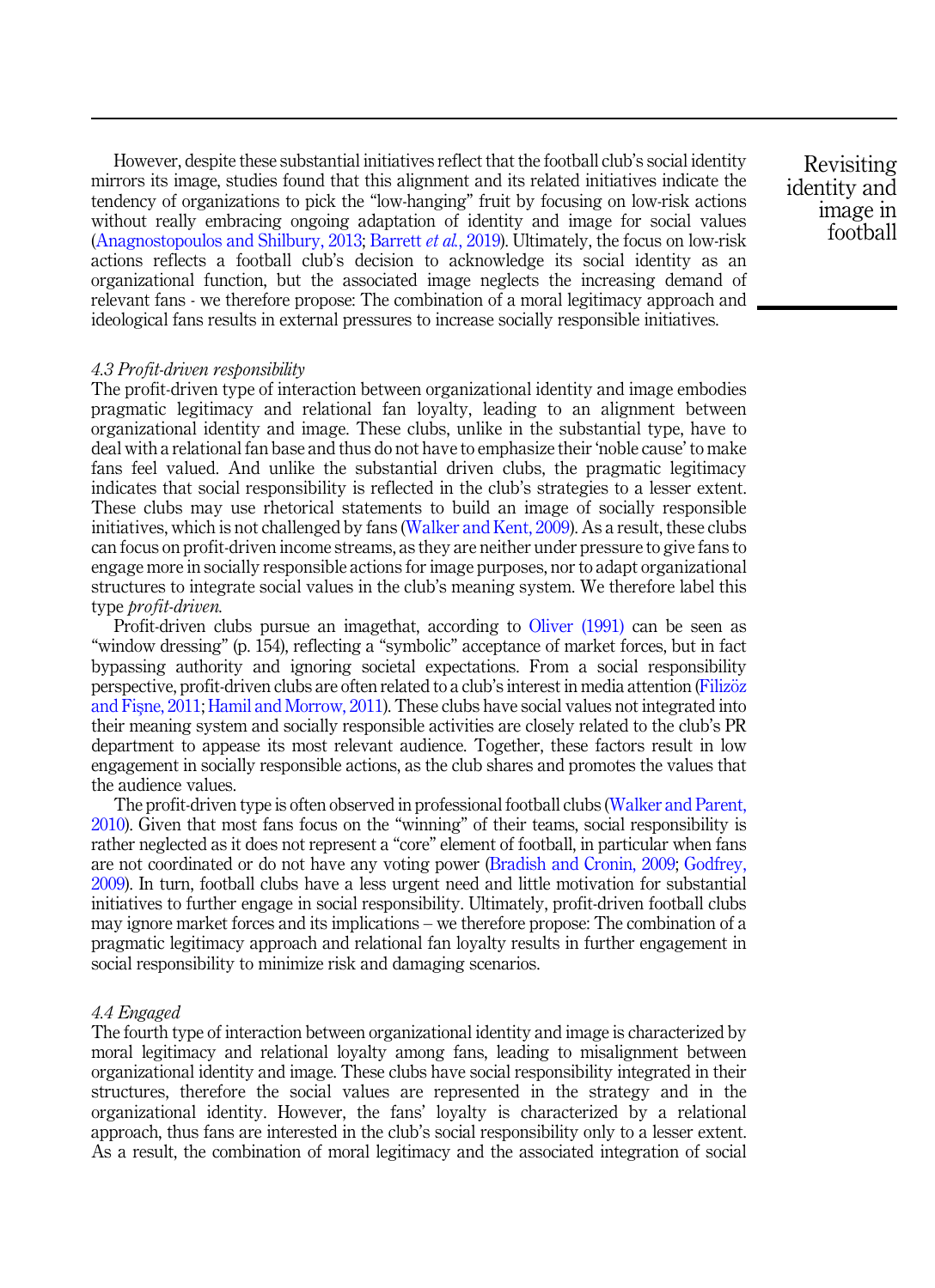However, despite these substantial initiatives reflect that the football club's social identity mirrors its image, studies found that this alignment and its related initiatives indicate the tendency of organizations to pick the "low-hanging" fruit by focusing on low-risk actions without really embracing ongoing adaptation of identity and image for social values (Anagnostopoulos and Shilbury, 2013; Barrett *et al.*, 2019). Ultimately, the focus on low-risk actions reflects a football club's decision to acknowledge its social identity as an organizational function, but the associated image neglects the increasing demand of relevant fans - we therefore propose: The combination of a moral legitimacy approach and ideological fans results in external pressures to increase socially responsible initiatives.

### *4.3 Profit-driven responsibility*

The profit-driven type of interaction between organizational identity and image embodies pragmatic legitimacy and relational fan loyalty, leading to an alignment between organizational identity and image. These clubs, unlike in the substantial type, have to deal with a relational fan base and thus do not have to emphasize their 'noble cause' to make fans feel valued. And unlike the substantial driven clubs, the pragmatic legitimacy indicates that social responsibility is reflected in the club's strategies to a lesser extent. These clubs may use rhetorical statements to build an image of socially responsible initiatives, which is not challenged by fans (Walker and Kent, 2009). As a result, these clubs can focus on profit-driven income streams, as they are neither under pressure to give fans to engage more in socially responsible actions for image purposes, nor to adapt organizational structures to integrate social values in the club's meaning system. We therefore label this type *profit-driven*.

Profit-driven clubs pursue an imagethat, according to Oliver (1991) can be seen as "window dressing" (p. 154), reflecting a "symbolic" acceptance of market forces, but in fact bypassing authority and ignoring societal expectations. From a social responsibility perspective, profit-driven clubs are often related to a club's interest in media attention (Filizöz and Fişne, 2011; Hamil and Morrow, 2011). These clubs have social values not integrated into their meaning system and socially responsible activities are closely related to the club's PR department to appease its most relevant audience. Together, these factors result in low engagement in socially responsible actions, as the club shares and promotes the values that the audience values.

The profit-driven type is often observed in professional football clubs (Walker and Parent, 2010). Given that most fans focus on the "winning" of their teams, social responsibility is rather neglected as it does not represent a "core" element of football, in particular when fans are not coordinated or do not have any voting power (Bradish and Cronin, 2009; Godfrey, 2009). In turn, football clubs have a less urgent need and little motivation for substantial initiatives to further engage in social responsibility. Ultimately, profit-driven football clubs may ignore market forces and its implications – we therefore propose: The combination of a pragmatic legitimacy approach and relational fan loyalty results in further engagement in social responsibility to minimize risk and damaging scenarios.

### *4.4 Engaged*

The fourth type of interaction between organizational identity and image is characterized by moral legitimacy and relational loyalty among fans, leading to misalignment between organizational identity and image. These clubs have social responsibility integrated in their structures, therefore the social values are represented in the strategy and in the organizational identity. However, the fans' loyalty is characterized by a relational approach, thus fans are interested in the club's social responsibility only to a lesser extent. As a result, the combination of moral legitimacy and the associated integration of social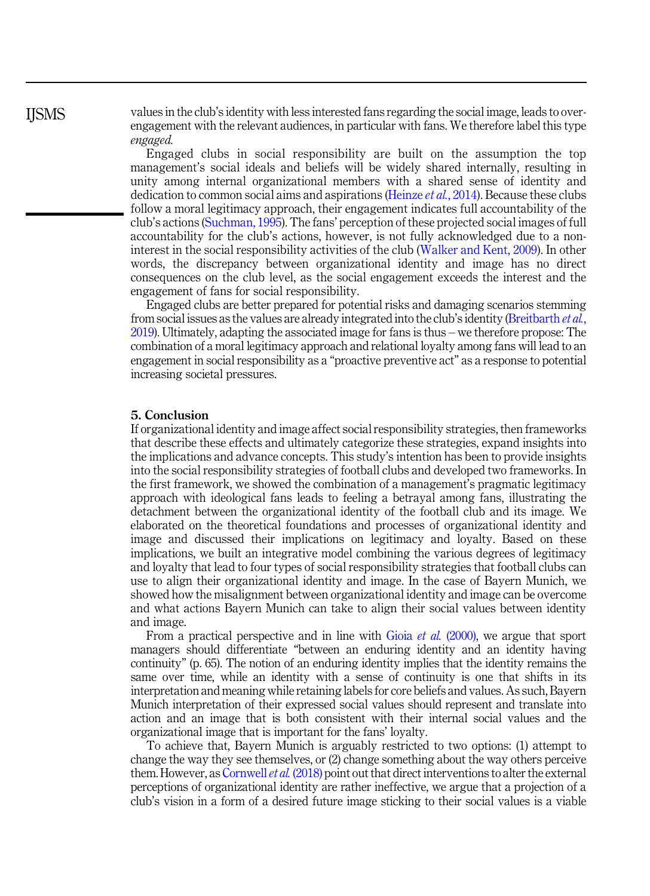values in the club's identity with less interested fans regarding the social image, leads to over-engagement with the relevant audiences, in particular with fans. We therefore label this type *engaged*.

Engaged clubs in social responsibility are built on the assumption the top management's social ideals and beliefs will be widely shared internally, resulting in unity among internal organizational members with a shared sense of identity and dedication to common social aims and aspirations (Heinze *et al.*, 2014). Because these clubs follow a moral legitimacy approach, their engagement indicates full accountability of the club's actions (Suchman, 1995). The fans' perception of these projected social images of full accountability for the club's actions, however, is not fully acknowledged due to a non-interest in the social responsibility activities of the club (Walker and Kent, 2009). In other words, the discrepancy between organizational identity and image has no direct consequences on the club level, as the social engagement exceeds the interest and the engagement of fans for social responsibility.

Engaged clubs are better prepared for potential risks and damaging scenarios stemming from social issues as the values are already integrated into the club's identity (Breitbarth *et al.*, 2019). Ultimately, adapting the associated image for fans is thus – we therefore propose: The combination of a moral legitimacy approach and relational loyalty among fans will lead to an engagement in social responsibility as a "proactive preventive act" as a response to potential increasing societal pressures.

## 5. Conclusion

If organizational identity and image affect social responsibility strategies, then frameworks that describe these effects and ultimately categorize these strategies, expand insights into the implications and advance concepts. This study's intention has been to provide insights into the social responsibility strategies of football clubs and developed two frameworks. In the first framework, we showed the combination of a management's pragmatic legitimacy approach with ideological fans leads to feeling a betrayal among fans, illustrating the detachment between the organizational identity of the football club and its image. We elaborated on the theoretical foundations and processes of organizational identity and image and discussed their implications on legitimacy and loyalty. Based on these implications, we built an integrative model combining the various degrees of legitimacy and loyalty that lead to four types of social responsibility strategies that football clubs can use to align their organizational identity and image. In the case of Bayern Munich, we showed how the misalignment between organizational identity and image can be overcome and what actions Bayern Munich can take to align their social values between identity and image.

From a practical perspective and in line with Gioia *et al.* (2000), we argue that sport managers should differentiate "between an enduring identity and an identity having continuity" (p. 65). The notion of an enduring identity implies that the identity remains the same over time, while an identity with a sense of continuity is one that shifts in its interpretation and meaning while retaining labels for core beliefs and values. As such, Bayern Munich interpretation of their expressed social values should represent and translate into action and an image that is both consistent with their internal social values and the organizational image that is important for the fans' loyalty.

To achieve that, Bayern Munich is arguably restricted to two options: (1) attempt to change the way they see themselves, or (2) change something about the way others perceive them. However, as Cornwell *et al.* (2018) point out that direct interventions to alter the external perceptions of organizational identity are rather ineffective, we argue that a projection of a club's vision in a form of a desired future image sticking to their social values is a viable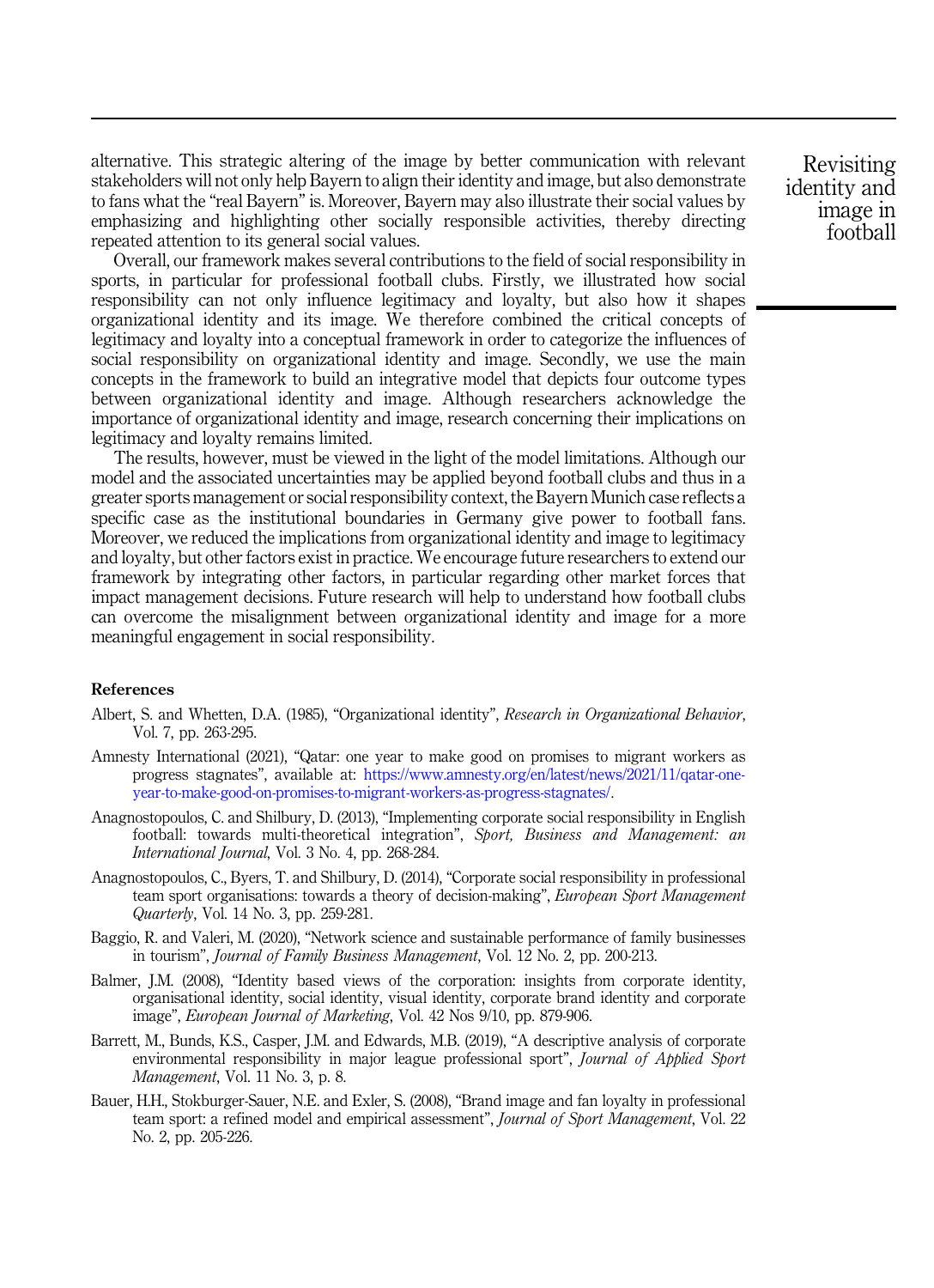alternative. This strategic altering of the image by better communication with relevant stakeholders will not only help Bayern to align their identity and image, but also demonstrate to fans what the "real Bayern" is. Moreover, Bayern may also illustrate their social values by emphasizing and highlighting other socially responsible activities, thereby directing repeated attention to its general social values.

Overall, our framework makes several contributions to the field of social responsibility in sports, in particular for professional football clubs. Firstly, we illustrated how social responsibility can not only influence legitimacy and loyalty, but also how it shapes organizational identity and its image. We therefore combined the critical concepts of legitimacy and loyalty into a conceptual framework in order to categorize the influences of social responsibility on organizational identity and image. Secondly, we use the main concepts in the framework to build an integrative model that depicts four outcome types between organizational identity and image. Although researchers acknowledge the importance of organizational identity and image, research concerning their implications on legitimacy and loyalty remains limited.

The results, however, must be viewed in the light of the model limitations. Although our model and the associated uncertainties may be applied beyond football clubs and thus in a greater sports management or social responsibility context, the Bayern Munich case reflects a specific case as the institutional boundaries in Germany give power to football fans. Moreover, we reduced the implications from organizational identity and image to legitimacy and loyalty, but other factors exist in practice. We encourage future researchers to extend our framework by integrating other factors, in particular regarding other market forces that impact management decisions. Future research will help to understand how football clubs can overcome the misalignment between organizational identity and image for a more meaningful engagement in social responsibility.

## References

Albert, S. and Whetten, D.A. (1985), "Organizational identity", *Research in Organizational Behavior*, Vol. 7, pp. 263-295.

Amnesty International (2021), "Qatar: one year to make good on promises to migrant workers as progress stagnates", available at: https://www.amnesty.org/en/latest/news/2021/11/qatar-one-year-to-make-good-on-promises-to-migrant-workers-as-progress-stagnates/.

Anagnostopoulos, C. and Shilbury, D. (2013), "Implementing corporate social responsibility in English football: towards multi-theoretical integration", *Sport, Business and Management: an International Journal*, Vol. 3 No. 4, pp. 268-284.

Anagnostopoulos, C., Byers, T. and Shilbury, D. (2014), "Corporate social responsibility in professional team sport organisations: towards a theory of decision-making", *European Sport Management Quarterly*, Vol. 14 No. 3, pp. 259-281.

Baggio, R. and Valeri, M. (2020), "Network science and sustainable performance of family businesses in tourism", *Journal of Family Business Management*, Vol. 12 No. 2, pp. 200-213.

Balmer, J.M. (2008), "Identity based views of the corporation: insights from corporate identity, organisational identity, social identity, visual identity, corporate brand identity and corporate image", *European Journal of Marketing*, Vol. 42 Nos 9/10, pp. 879-906.

Barrett, M., Bunds, K.S., Casper, J.M. and Edwards, M.B. (2019), "A descriptive analysis of corporate environmental responsibility in major league professional sport", *Journal of Applied Sport Management*, Vol. 11 No. 3, p. 8.

Bauer, H.H., Stokburger-Sauer, N.E. and Exler, S. (2008), "Brand image and fan loyalty in professional team sport: a refined model and empirical assessment", *Journal of Sport Management*, Vol. 22 No. 2, pp. 205-226.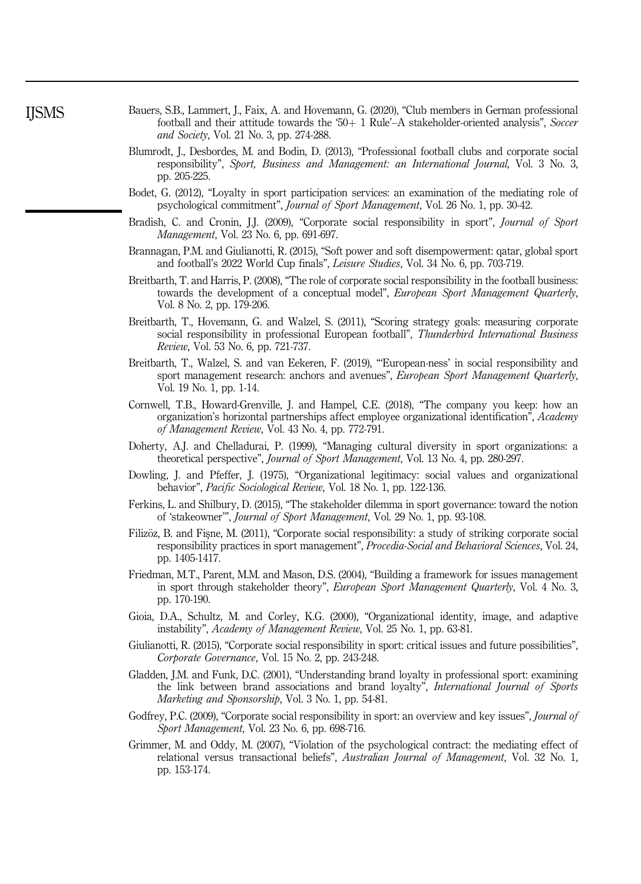Bauers, S.B., Lammert, J., Faix, A. and Hovemann, G. (2020), "Club members in German professional football and their attitude towards the '50+ 1 Rule'–A stakeholder-oriented analysis", *Soccer and Society*, Vol. 21 No. 3, pp. 274-288.

Blumrodt, J., Desbordes, M. and Bodin, D. (2013), "Professional football clubs and corporate social responsibility", *Sport, Business and Management: an International Journal*, Vol. 3 No. 3, pp. 205-225.

Bodet, G. (2012), "Loyalty in sport participation services: an examination of the mediating role of psychological commitment", *Journal of Sport Management*, Vol. 26 No. 1, pp. 30-42.

Bradish, C. and Cronin, J.J. (2009), "Corporate social responsibility in sport", *Journal of Sport Management*, Vol. 23 No. 6, pp. 691-697.

Brannagan, P.M. and Giulianotti, R. (2015), "Soft power and soft disempowerment: qatar, global sport and football's 2022 World Cup finals", *Leisure Studies*, Vol. 34 No. 6, pp. 703-719.

Breitbarth, T. and Harris, P. (2008), "The role of corporate social responsibility in the football business: towards the development of a conceptual model", *European Sport Management Quarterly*, Vol. 8 No. 2, pp. 179-206.

Breitbarth, T., Hovemann, G. and Walzel, S. (2011), "Scoring strategy goals: measuring corporate social responsibility in professional European football", *Thunderbird International Business Review*, Vol. 53 No. 6, pp. 721-737.

Breitbarth, T., Walzel, S. and van Eekeren, F. (2019), "'European-ness' in social responsibility and sport management research: anchors and avenues", *European Sport Management Quarterly*, Vol. 19 No. 1, pp. 1-14.

Cornwell, T.B., Howard-Grenville, J. and Hampel, C.E. (2018), "The company you keep: how an organization's horizontal partnerships affect employee organizational identification", *Academy of Management Review*, Vol. 43 No. 4, pp. 772-791.

Doherty, A.J. and Chelladurai, P. (1999), "Managing cultural diversity in sport organizations: a theoretical perspective", *Journal of Sport Management*, Vol. 13 No. 4, pp. 280-297.

Dowling, J. and Pfeffer, J. (1975), "Organizational legitimacy: social values and organizational behavior", *Pacific Sociological Review*, Vol. 18 No. 1, pp. 122-136.

Ferkins, L. and Shilbury, D. (2015), "The stakeholder dilemma in sport governance: toward the notion of 'stakeowner'", *Journal of Sport Management*, Vol. 29 No. 1, pp. 93-108.

Filizöz, B. and Fişne, M. (2011), "Corporate social responsibility: a study of striking corporate social responsibility practices in sport management", *Procedia-Social and Behavioral Sciences*, Vol. 24, pp. 1405-1417.

Friedman, M.T., Parent, M.M. and Mason, D.S. (2004), "Building a framework for issues management in sport through stakeholder theory", *European Sport Management Quarterly*, Vol. 4 No. 3, pp. 170-190.

Gioia, D.A., Schultz, M. and Corley, K.G. (2000), "Organizational identity, image, and adaptive instability", *Academy of Management Review*, Vol. 25 No. 1, pp. 63-81.

Giulianotti, R. (2015), "Corporate social responsibility in sport: critical issues and future possibilities", *Corporate Governance*, Vol. 15 No. 2, pp. 243-248.

Gladden, J.M. and Funk, D.C. (2001), "Understanding brand loyalty in professional sport: examining the link between brand associations and brand loyalty", *International Journal of Sports Marketing and Sponsorship*, Vol. 3 No. 1, pp. 54-81.

Godfrey, P.C. (2009), "Corporate social responsibility in sport: an overview and key issues", *Journal of Sport Management*, Vol. 23 No. 6, pp. 698-716.

Grimmer, M. and Oddy, M. (2007), "Violation of the psychological contract: the mediating effect of relational versus transactional beliefs", *Australian Journal of Management*, Vol. 32 No. 1, pp. 153-174.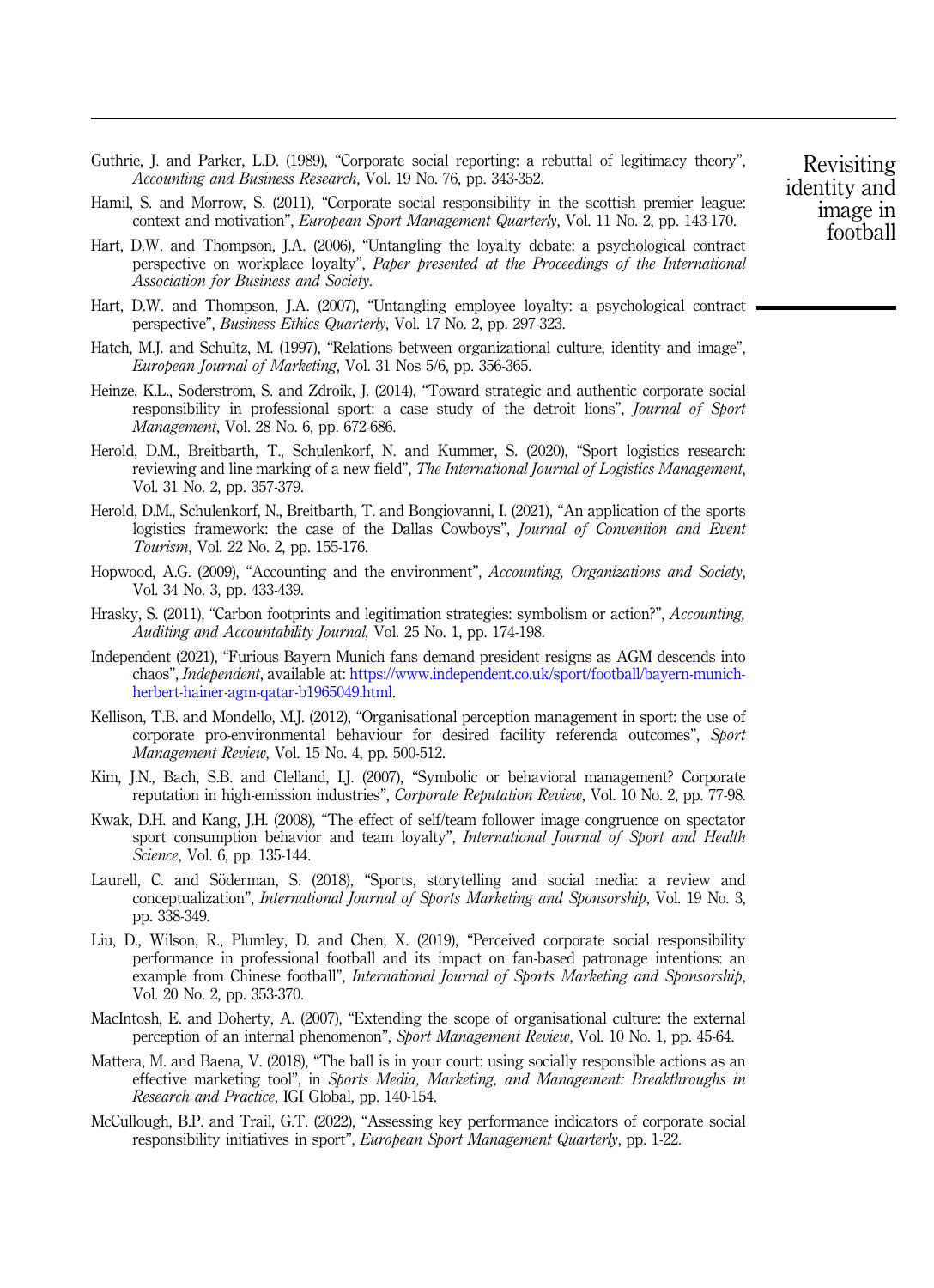Guthrie, J. and Parker, L.D. (1989), "Corporate social reporting: a rebuttal of legitimacy theory", *Accounting and Business Research*, Vol. 19 No. 76, pp. 343-352.

Hamil, S. and Morrow, S. (2011), "Corporate social responsibility in the scottish premier league: context and motivation", *European Sport Management Quarterly*, Vol. 11 No. 2, pp. 143-170.

Hart, D.W. and Thompson, J.A. (2006), "Untangling the loyalty debate: a psychological contract perspective on workplace loyalty", *Paper presented at the Proceedings of the International Association for Business and Society*.

Hart, D.W. and Thompson, J.A. (2007), "Untangling employee loyalty: a psychological contract perspective", *Business Ethics Quarterly*, Vol. 17 No. 2, pp. 297-323.

Hatch, M.J. and Schultz, M. (1997), "Relations between organizational culture, identity and image", *European Journal of Marketing*, Vol. 31 Nos 5/6, pp. 356-365.

Heinze, K.L., Soderstrom, S. and Zdroik, J. (2014), "Toward strategic and authentic corporate social responsibility in professional sport: a case study of the detroit lions", *Journal of Sport Management*, Vol. 28 No. 6, pp. 672-686.

Herold, D.M., Breitbarth, T., Schulenkorf, N. and Kummer, S. (2020), "Sport logistics research: reviewing and line marking of a new field", *The International Journal of Logistics Management*, Vol. 31 No. 2, pp. 357-379.

Herold, D.M., Schulenkorf, N., Breitbarth, T. and Bongiovanni, I. (2021), "An application of the sports logistics framework: the case of the Dallas Cowboys", *Journal of Convention and Event Tourism*, Vol. 22 No. 2, pp. 155-176.

Hopwood, A.G. (2009), "Accounting and the environment", *Accounting, Organizations and Society*, Vol. 34 No. 3, pp. 433-439.

Hrasky, S. (2011), "Carbon footprints and legitimation strategies: symbolism or action?", *Accounting, Auditing and Accountability Journal*, Vol. 25 No. 1, pp. 174-198.

Independent (2021), "Furious Bayern Munich fans demand president resigns as AGM descends into chaos", *Independent*, available at: https://www.independent.co.uk/sport/football/bayern-munich-herbert-hainer-agm-qatar-b1965049.html.

Kellison, T.B. and Mondello, M.J. (2012), "Organisational perception management in sport: the use of corporate pro-environmental behaviour for desired facility referenda outcomes", *Sport Management Review*, Vol. 15 No. 4, pp. 500-512.

Kim, J.N., Bach, S.B. and Clelland, I.J. (2007), "Symbolic or behavioral management? Corporate reputation in high-emission industries", *Corporate Reputation Review*, Vol. 10 No. 2, pp. 77-98.

Kwak, D.H. and Kang, J.H. (2008), "The effect of self/team follower image congruence on spectator sport consumption behavior and team loyalty", *International Journal of Sport and Health Science*, Vol. 6, pp. 135-144.

Laurell, C. and Söderman, S. (2018), "Sports, storytelling and social media: a review and conceptualization", *International Journal of Sports Marketing and Sponsorship*, Vol. 19 No. 3, pp. 338-349.

Liu, D., Wilson, R., Plumley, D. and Chen, X. (2019), "Perceived corporate social responsibility performance in professional football and its impact on fan-based patronage intentions: an example from Chinese football", *International Journal of Sports Marketing and Sponsorship*, Vol. 20 No. 2, pp. 353-370.

MacIntosh, E. and Doherty, A. (2007), "Extending the scope of organisational culture: the external perception of an internal phenomenon", *Sport Management Review*, Vol. 10 No. 1, pp. 45-64.

Mattera, M. and Baena, V. (2018), "The ball is in your court: using socially responsible actions as an effective marketing tool", in *Sports Media, Marketing, and Management: Breakthroughs in Research and Practice*, IGI Global, pp. 140-154.

McCullough, B.P. and Trail, G.T. (2022), "Assessing key performance indicators of corporate social responsibility initiatives in sport", *European Sport Management Quarterly*, pp. 1-22.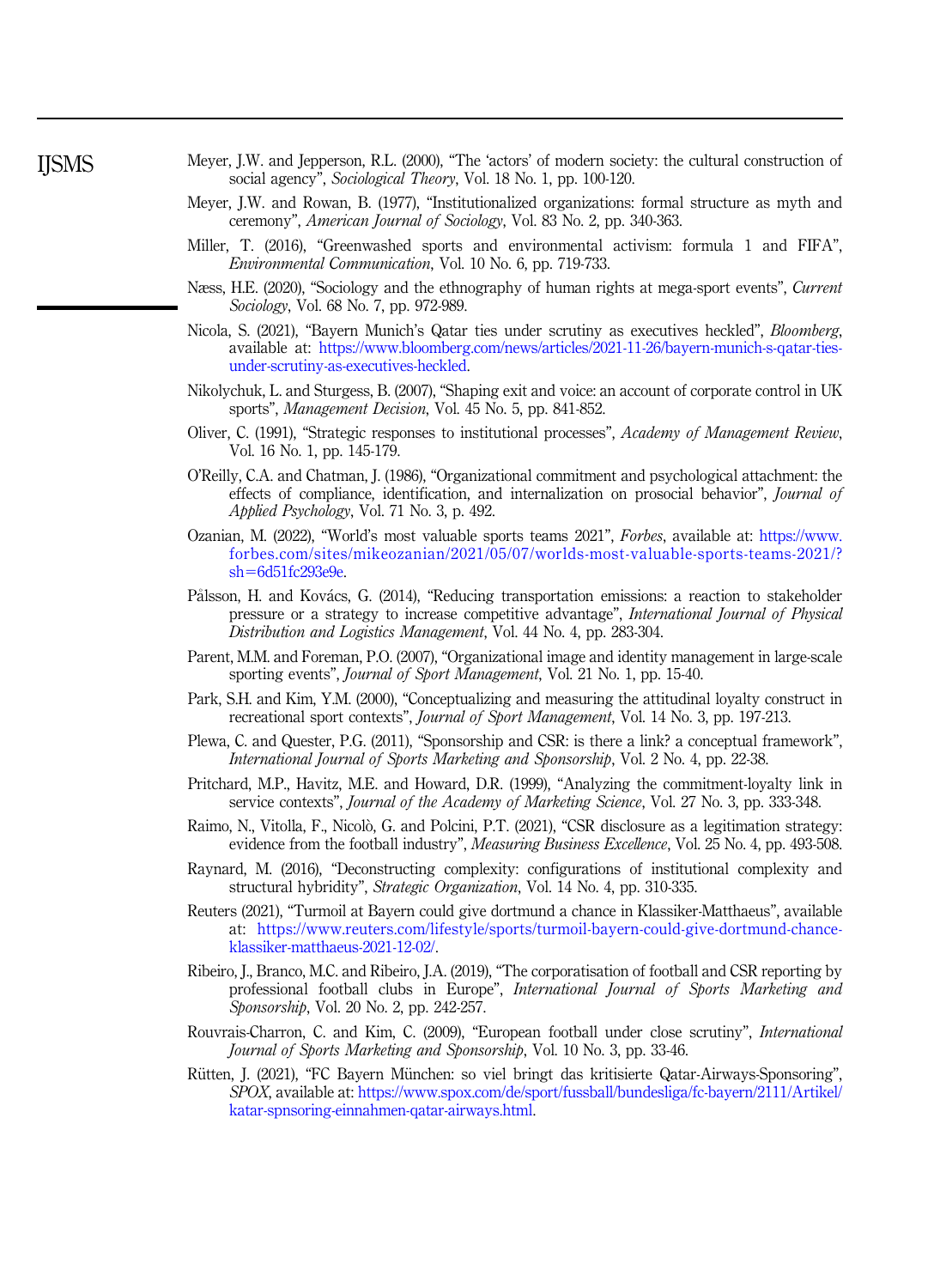Meyer, J.W. and Jepperson, R.L. (2000), "The 'actors' of modern society: the cultural construction of social agency", *Sociological Theory*, Vol. 18 No. 1, pp. 100-120.

Meyer, J.W. and Rowan, B. (1977), "Institutionalized organizations: formal structure as myth and ceremony", *American Journal of Sociology*, Vol. 83 No. 2, pp. 340-363.

Miller, T. (2016), "Greenwashed sports and environmental activism: formula 1 and FIFA", *Environmental Communication*, Vol. 10 No. 6, pp. 719-733.

Næss, H.E. (2020), "Sociology and the ethnography of human rights at mega-sport events", *Current Sociology*, Vol. 68 No. 7, pp. 972-989.

Nicola, S. (2021), "Bayern Munich's Qatar ties under scrutiny as executives heckled", *Bloomberg*, available at: https://www.bloomberg.com/news/articles/2021-11-26/bayern-munich-s-qatar-ties-under-scrutiny-as-executives-heckled.

Nikolychuk, L. and Sturgess, B. (2007), "Shaping exit and voice: an account of corporate control in UK sports", *Management Decision*, Vol. 45 No. 5, pp. 841-852.

Oliver, C. (1991), "Strategic responses to institutional processes", *Academy of Management Review*, Vol. 16 No. 1, pp. 145-179.

O'Reilly, C.A. and Chatman, J. (1986), "Organizational commitment and psychological attachment: the effects of compliance, identification, and internalization on prosocial behavior", *Journal of Applied Psychology*, Vol. 71 No. 3, p. 492.

Ozanian, M. (2022), "World's most valuable sports teams 2021", *Forbes*, available at: https://www.forbes.com/sites/mikeozanian/2021/05/07/worlds-most-valuable-sports-teams-2021/?sh=6d51fc293e9e.

Pålsson, H. and Kovács, G. (2014), "Reducing transportation emissions: a reaction to stakeholder pressure or a strategy to increase competitive advantage", *International Journal of Physical Distribution and Logistics Management*, Vol. 44 No. 4, pp. 283-304.

Parent, M.M. and Foreman, P.O. (2007), "Organizational image and identity management in large-scale sporting events", *Journal of Sport Management*, Vol. 21 No. 1, pp. 15-40.

Park, S.H. and Kim, Y.M. (2000), "Conceptualizing and measuring the attitudinal loyalty construct in recreational sport contexts", *Journal of Sport Management*, Vol. 14 No. 3, pp. 197-213.

Plewa, C. and Quester, P.G. (2011), "Sponsorship and CSR: is there a link? a conceptual framework", *International Journal of Sports Marketing and Sponsorship*, Vol. 2 No. 4, pp. 22-38.

Pritchard, M.P., Havitz, M.E. and Howard, D.R. (1999), "Analyzing the commitment-loyalty link in service contexts", *Journal of the Academy of Marketing Science*, Vol. 27 No. 3, pp. 333-348.

Raimo, N., Vitolla, F., Nicolò, G. and Polcini, P.T. (2021), "CSR disclosure as a legitimation strategy: evidence from the football industry", *Measuring Business Excellence*, Vol. 25 No. 4, pp. 493-508.

Raynard, M. (2016), "Deconstructing complexity: configurations of institutional complexity and structural hybridity", *Strategic Organization*, Vol. 14 No. 4, pp. 310-335.

Reuters (2021), "Turmoil at Bayern could give dortmund a chance in Klassiker-Matthaeus", available at: https://www.reuters.com/lifestyle/sports/turmoil-bayern-could-give-dortmund-chance-klassiker-matthaeus-2021-12-02/.

Ribeiro, J., Branco, M.C. and Ribeiro, J.A. (2019), "The corporatisation of football and CSR reporting by professional football clubs in Europe", *International Journal of Sports Marketing and Sponsorship*, Vol. 20 No. 2, pp. 242-257.

Rouvrais-Charron, C. and Kim, C. (2009), "European football under close scrutiny", *International Journal of Sports Marketing and Sponsorship*, Vol. 10 No. 3, pp. 33-46.

Rütten, J. (2021), "FC Bayern München: so viel bringt das kritisierte Qatar-Airways-Sponsoring", *SPOX*, available at: https://www.spox.com/de/sport/fussball/bundesliga/fc-bayern/2111/Artikel/katar-spnsoring-einnahmen-qatar-airways.html.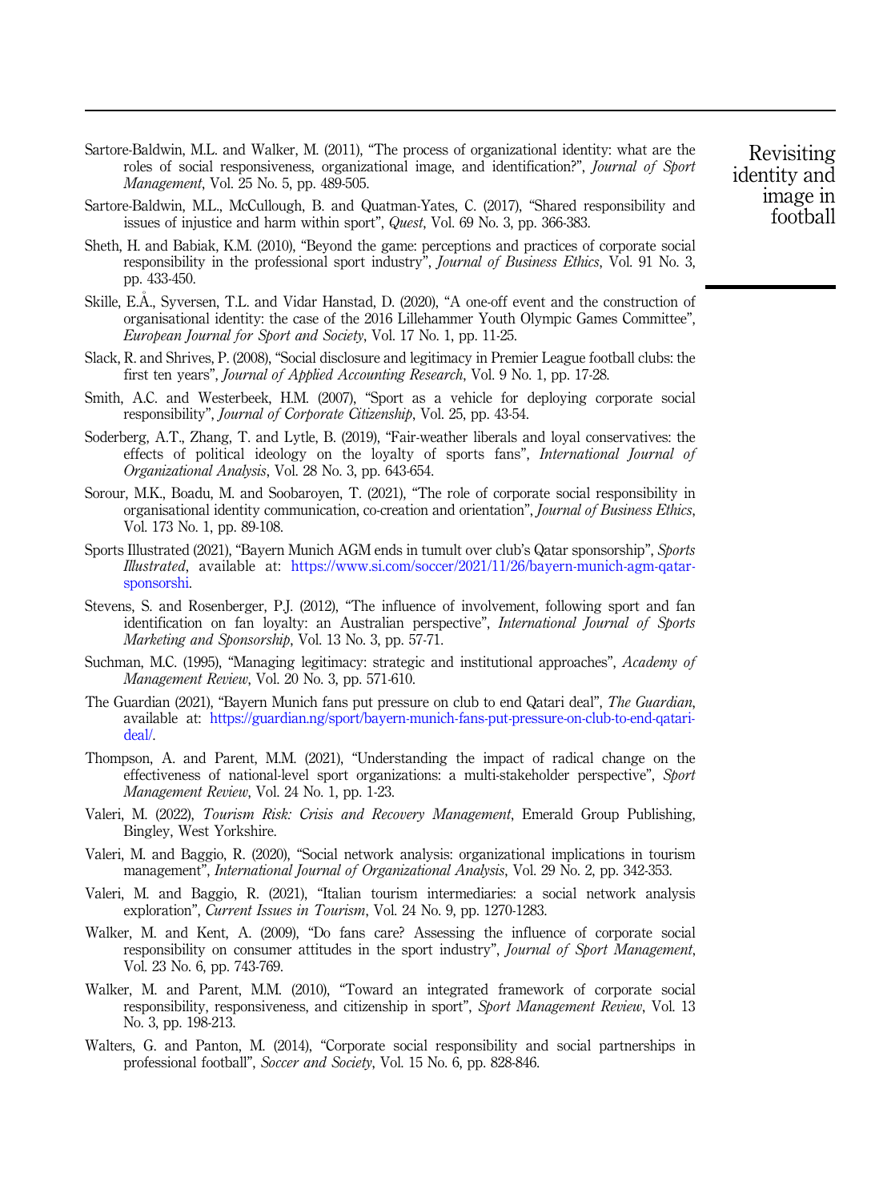Sartore-Baldwin, M.L. and Walker, M. (2011), "The process of organizational identity: what are the roles of social responsiveness, organizational image, and identification?", *Journal of Sport Management*, Vol. 25 No. 5, pp. 489-505.

Sartore-Baldwin, M.L., McCullough, B. and Quatman-Yates, C. (2017), "Shared responsibility and issues of injustice and harm within sport", *Quest*, Vol. 69 No. 3, pp. 366-383.

Sheth, H. and Babiak, K.M. (2010), "Beyond the game: perceptions and practices of corporate social responsibility in the professional sport industry", *Journal of Business Ethics*, Vol. 91 No. 3, pp. 433-450.

Skille, E.Å., Syversen, T.L. and Vidar Hanstad, D. (2020), "A one-off event and the construction of organisational identity: the case of the 2016 Lillehammer Youth Olympic Games Committee", *European Journal for Sport and Society*, Vol. 17 No. 1, pp. 11-25.

Slack, R. and Shrives, P. (2008), "Social disclosure and legitimacy in Premier League football clubs: the first ten years", *Journal of Applied Accounting Research*, Vol. 9 No. 1, pp. 17-28.

Smith, A.C. and Westerbeek, H.M. (2007), "Sport as a vehicle for deploying corporate social responsibility", *Journal of Corporate Citizenship*, Vol. 25, pp. 43-54.

Soderberg, A.T., Zhang, T. and Lytle, B. (2019), "Fair-weather liberals and loyal conservatives: the effects of political ideology on the loyalty of sports fans", *International Journal of Organizational Analysis*, Vol. 28 No. 3, pp. 643-654.

Sorour, M.K., Boadu, M. and Soobaroyen, T. (2021), "The role of corporate social responsibility in organisational identity communication, co-creation and orientation", *Journal of Business Ethics*, Vol. 173 No. 1, pp. 89-108.

Sports Illustrated (2021), "Bayern Munich AGM ends in tumult over club's Qatar sponsorship", *Sports Illustrated*, available at: https://www.si.com/soccer/2021/11/26/bayern-munich-agm-qatar-sponsorshi.

Stevens, S. and Rosenberger, P.J. (2012), "The influence of involvement, following sport and fan identification on fan loyalty: an Australian perspective", *International Journal of Sports Marketing and Sponsorship*, Vol. 13 No. 3, pp. 57-71.

Suchman, M.C. (1995), "Managing legitimacy: strategic and institutional approaches", *Academy of Management Review*, Vol. 20 No. 3, pp. 571-610.

The Guardian (2021), "Bayern Munich fans put pressure on club to end Qatari deal", *The Guardian*, available at: https://guardian.ng/sport/bayern-munich-fans-put-pressure-on-club-to-end-qatari-deal/.

Thompson, A. and Parent, M.M. (2021), "Understanding the impact of radical change on the effectiveness of national-level sport organizations: a multi-stakeholder perspective", *Sport Management Review*, Vol. 24 No. 1, pp. 1-23.

Valeri, M. (2022), *Tourism Risk: Crisis and Recovery Management*, Emerald Group Publishing, Bingley, West Yorkshire.

Valeri, M. and Baggio, R. (2020), "Social network analysis: organizational implications in tourism management", *International Journal of Organizational Analysis*, Vol. 29 No. 2, pp. 342-353.

Valeri, M. and Baggio, R. (2021), "Italian tourism intermediaries: a social network analysis exploration", *Current Issues in Tourism*, Vol. 24 No. 9, pp. 1270-1283.

Walker, M. and Kent, A. (2009), "Do fans care? Assessing the influence of corporate social responsibility on consumer attitudes in the sport industry", *Journal of Sport Management*, Vol. 23 No. 6, pp. 743-769.

Walker, M. and Parent, M.M. (2010), "Toward an integrated framework of corporate social responsibility, responsiveness, and citizenship in sport", *Sport Management Review*, Vol. 13 No. 3, pp. 198-213.

Walters, G. and Panton, M. (2014), "Corporate social responsibility and social partnerships in professional football", *Soccer and Society*, Vol. 15 No. 6, pp. 828-846.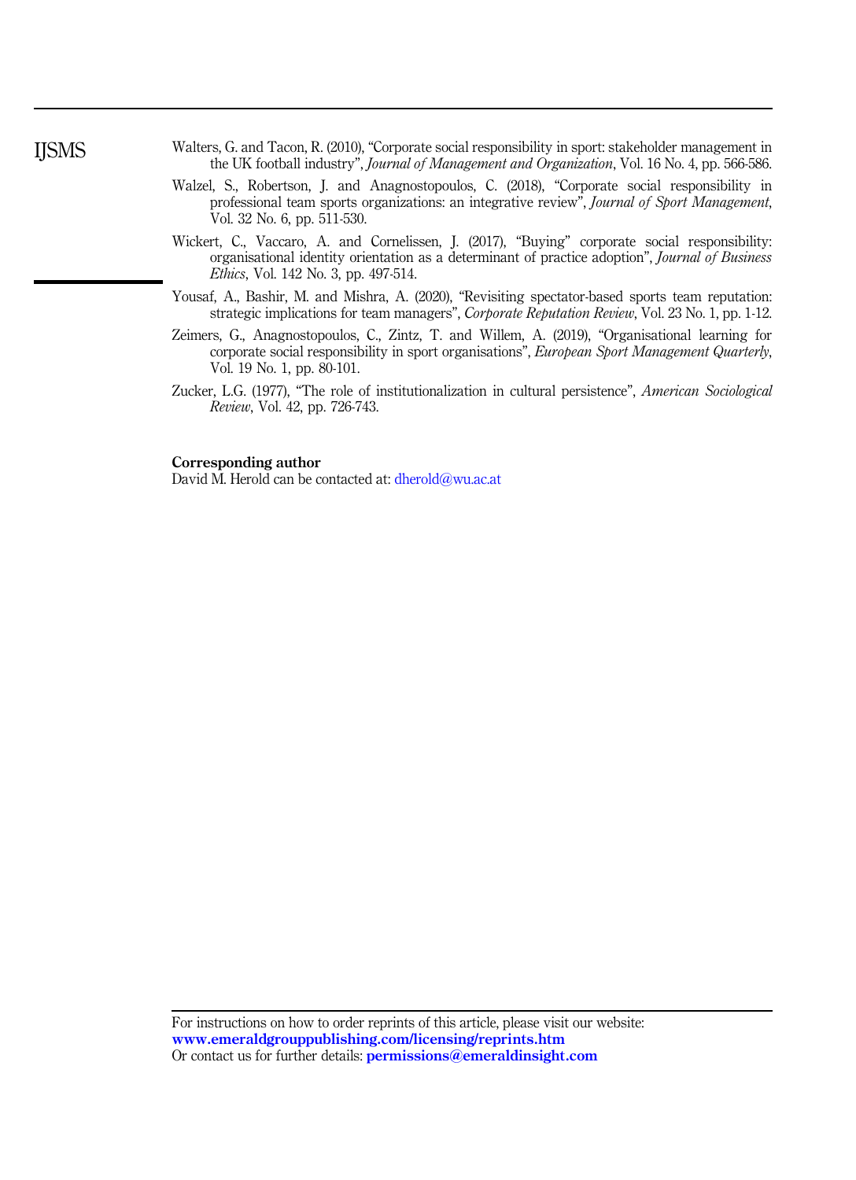Walters, G. and Tacon, R. (2010), "Corporate social responsibility in sport: stakeholder management in the UK football industry", *Journal of Management and Organization*, Vol. 16 No. 4, pp. 566-586.

Walzel, S., Robertson, J. and Anagnostopoulos, C. (2018), "Corporate social responsibility in professional team sports organizations: an integrative review", *Journal of Sport Management*, Vol. 32 No. 6, pp. 511-530.

Wickert, C., Vaccaro, A. and Cornelissen, J. (2017), "Buying" corporate social responsibility: organisational identity orientation as a determinant of practice adoption", *Journal of Business Ethics*, Vol. 142 No. 3, pp. 497-514.

Yousaf, A., Bashir, M. and Mishra, A. (2020), "Revisiting spectator-based sports team reputation: strategic implications for team managers", *Corporate Reputation Review*, Vol. 23 No. 1, pp. 1-12.

Zeimers, G., Anagnostopoulos, C., Zintz, T. and Willem, A. (2019), "Organisational learning for corporate social responsibility in sport organisations", *European Sport Management Quarterly*, Vol. 19 No. 1, pp. 80-101.

Zucker, L.G. (1977), "The role of institutionalization in cultural persistence", *American Sociological Review*, Vol. 42, pp. 726-743.

**Corresponding author**
David M. Herold can be contacted at: dherold@wu.ac.at

For instructions on how to order reprints of this article, please visit our website:
**www.emeraldgrouppublishing.com/licensing/reprints.htm**
Or contact us for further details: **permissions@emeraldinsight.com**